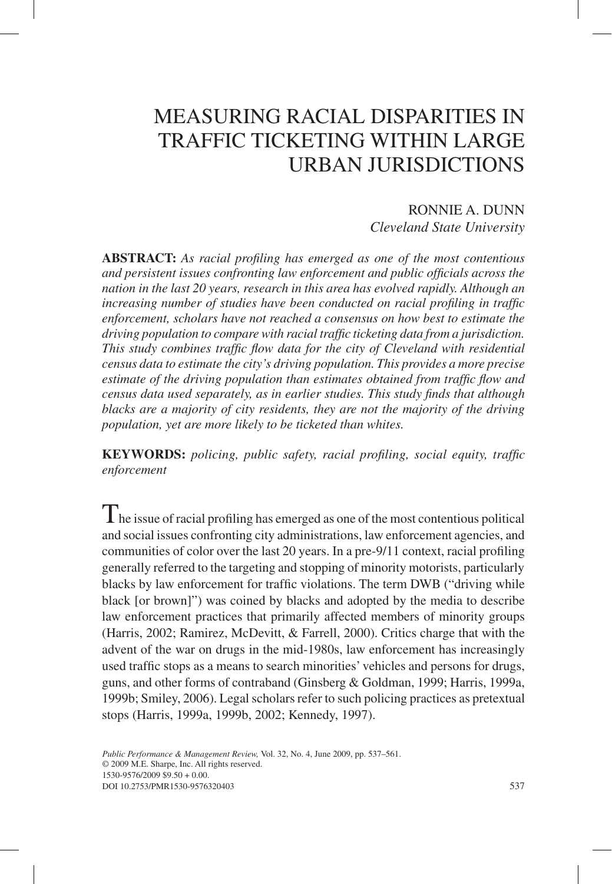# MEASURING RACIAL DISPARITIES IN TRAFFIC TICKETING WITHIN LARGE URBAN JURISDICTIONS

RONNIE A. DUNN
*Cleveland State University*

**ABSTRACT:** *As racial profiling has emerged as one of the most contentious and persistent issues confronting law enforcement and public officials across the nation in the last 20 years, research in this area has evolved rapidly. Although an increasing number of studies have been conducted on racial profiling in traffic enforcement, scholars have not reached a consensus on how best to estimate the driving population to compare with racial traffic ticketing data from a jurisdiction. This study combines traffic flow data for the city of Cleveland with residential census data to estimate the city's driving population. This provides a more precise estimate of the driving population than estimates obtained from traffic flow and census data used separately, as in earlier studies. This study finds that although blacks are a majority of city residents, they are not the majority of the driving population, yet are more likely to be ticketed than whites.*

**KEYWORDS:** *policing, public safety, racial profiling, social equity, traffic enforcement*

The issue of racial profiling has emerged as one of the most contentious political and social issues confronting city administrations, law enforcement agencies, and communities of color over the last 20 years. In a pre-9/11 context, racial profiling generally referred to the targeting and stopping of minority motorists, particularly blacks by law enforcement for traffic violations. The term DWB ("driving while black [or brown]") was coined by blacks and adopted by the media to describe law enforcement practices that primarily affected members of minority groups (Harris, 2002; Ramirez, McDevitt, & Farrell, 2000). Critics charge that with the advent of the war on drugs in the mid-1980s, law enforcement has increasingly used traffic stops as a means to search minorities' vehicles and persons for drugs, guns, and other forms of contraband (Ginsberg & Goldman, 1999; Harris, 1999a, 1999b; Smiley, 2006). Legal scholars refer to such policing practices as pretextual stops (Harris, 1999a, 1999b, 2002; Kennedy, 1997).

*Public Performance & Management Review,* Vol. 32, No. 4, June 2009, pp. 537–561.
© 2009 M.E. Sharpe, Inc. All rights reserved.
1530-9576/2009 $9.50 + 0.00.
DOI 10.2753/PMR1530-9576320403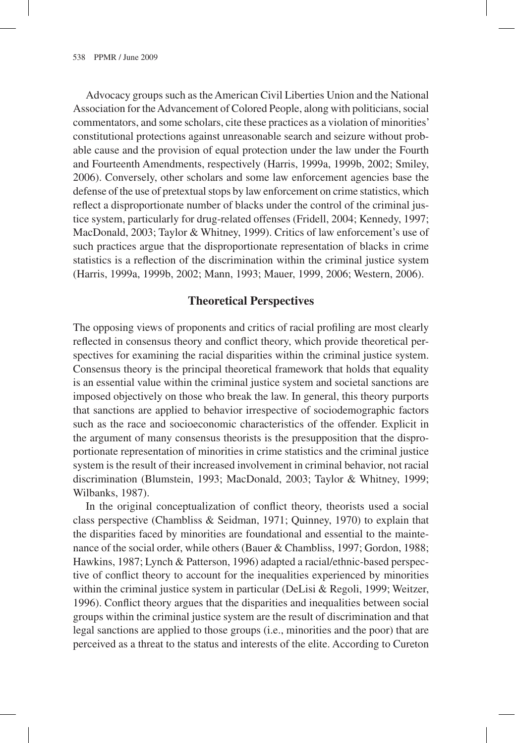Advocacy groups such as the American Civil Liberties Union and the National Association for the Advancement of Colored People, along with politicians, social commentators, and some scholars, cite these practices as a violation of minorities' constitutional protections against unreasonable search and seizure without probable cause and the provision of equal protection under the law under the Fourth and Fourteenth Amendments, respectively (Harris, 1999a, 1999b, 2002; Smiley, 2006). Conversely, other scholars and some law enforcement agencies base the defense of the use of pretextual stops by law enforcement on crime statistics, which reflect a disproportionate number of blacks under the control of the criminal justice system, particularly for drug-related offenses (Fridell, 2004; Kennedy, 1997; MacDonald, 2003; Taylor & Whitney, 1999). Critics of law enforcement's use of such practices argue that the disproportionate representation of blacks in crime statistics is a reflection of the discrimination within the criminal justice system (Harris, 1999a, 1999b, 2002; Mann, 1993; Mauer, 1999, 2006; Western, 2006).

## Theoretical Perspectives

The opposing views of proponents and critics of racial profiling are most clearly reflected in consensus theory and conflict theory, which provide theoretical perspectives for examining the racial disparities within the criminal justice system. Consensus theory is the principal theoretical framework that holds that equality is an essential value within the criminal justice system and societal sanctions are imposed objectively on those who break the law. In general, this theory purports that sanctions are applied to behavior irrespective of sociodemographic factors such as the race and socioeconomic characteristics of the offender. Explicit in the argument of many consensus theorists is the presupposition that the disproportionate representation of minorities in crime statistics and the criminal justice system is the result of their increased involvement in criminal behavior, not racial discrimination (Blumstein, 1993; MacDonald, 2003; Taylor & Whitney, 1999; Wilbanks, 1987).

In the original conceptualization of conflict theory, theorists used a social class perspective (Chambliss & Seidman, 1971; Quinney, 1970) to explain that the disparities faced by minorities are foundational and essential to the maintenance of the social order, while others (Bauer & Chambliss, 1997; Gordon, 1988; Hawkins, 1987; Lynch & Patterson, 1996) adapted a racial/ethnic-based perspective of conflict theory to account for the inequalities experienced by minorities within the criminal justice system in particular (DeLisi & Regoli, 1999; Weitzer, 1996). Conflict theory argues that the disparities and inequalities between social groups within the criminal justice system are the result of discrimination and that legal sanctions are applied to those groups (i.e., minorities and the poor) that are perceived as a threat to the status and interests of the elite. According to Cureton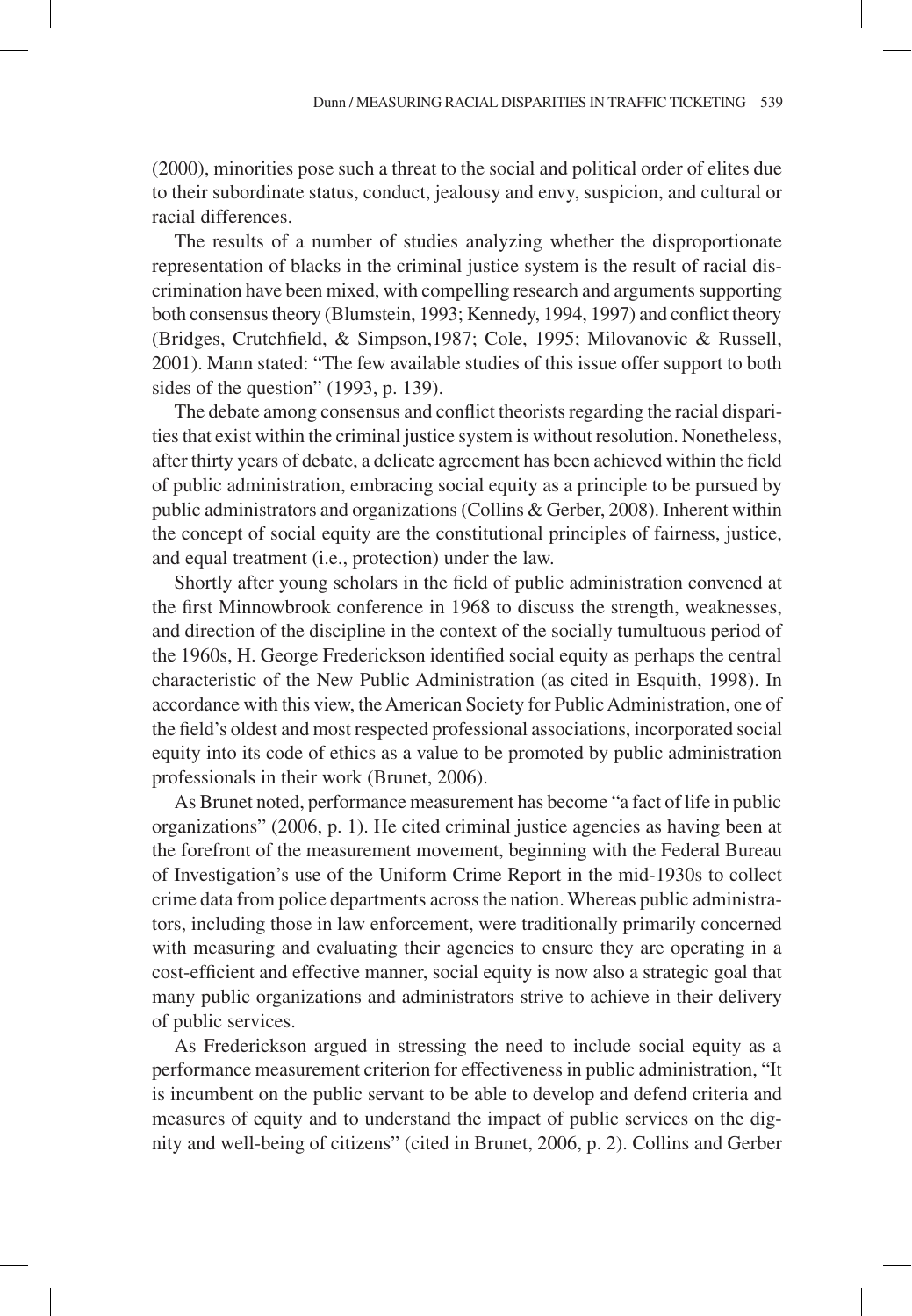(2000), minorities pose such a threat to the social and political order of elites due to their subordinate status, conduct, jealousy and envy, suspicion, and cultural or racial differences.

The results of a number of studies analyzing whether the disproportionate representation of blacks in the criminal justice system is the result of racial discrimination have been mixed, with compelling research and arguments supporting both consensus theory (Blumstein, 1993; Kennedy, 1994, 1997) and conflict theory (Bridges, Crutchfield, & Simpson,1987; Cole, 1995; Milovanovic & Russell, 2001). Mann stated: "The few available studies of this issue offer support to both sides of the question" (1993, p. 139).

The debate among consensus and conflict theorists regarding the racial disparities that exist within the criminal justice system is without resolution. Nonetheless, after thirty years of debate, a delicate agreement has been achieved within the field of public administration, embracing social equity as a principle to be pursued by public administrators and organizations (Collins & Gerber, 2008). Inherent within the concept of social equity are the constitutional principles of fairness, justice, and equal treatment (i.e., protection) under the law.

Shortly after young scholars in the field of public administration convened at the first Minnowbrook conference in 1968 to discuss the strength, weaknesses, and direction of the discipline in the context of the socially tumultuous period of the 1960s, H. George Frederickson identified social equity as perhaps the central characteristic of the New Public Administration (as cited in Esquith, 1998). In accordance with this view, the American Society for Public Administration, one of the field's oldest and most respected professional associations, incorporated social equity into its code of ethics as a value to be promoted by public administration professionals in their work (Brunet, 2006).

As Brunet noted, performance measurement has become "a fact of life in public organizations" (2006, p. 1). He cited criminal justice agencies as having been at the forefront of the measurement movement, beginning with the Federal Bureau of Investigation's use of the Uniform Crime Report in the mid-1930s to collect crime data from police departments across the nation. Whereas public administrators, including those in law enforcement, were traditionally primarily concerned with measuring and evaluating their agencies to ensure they are operating in a cost-efficient and effective manner, social equity is now also a strategic goal that many public organizations and administrators strive to achieve in their delivery of public services.

As Frederickson argued in stressing the need to include social equity as a performance measurement criterion for effectiveness in public administration, "It is incumbent on the public servant to be able to develop and defend criteria and measures of equity and to understand the impact of public services on the dignity and well-being of citizens" (cited in Brunet, 2006, p. 2). Collins and Gerber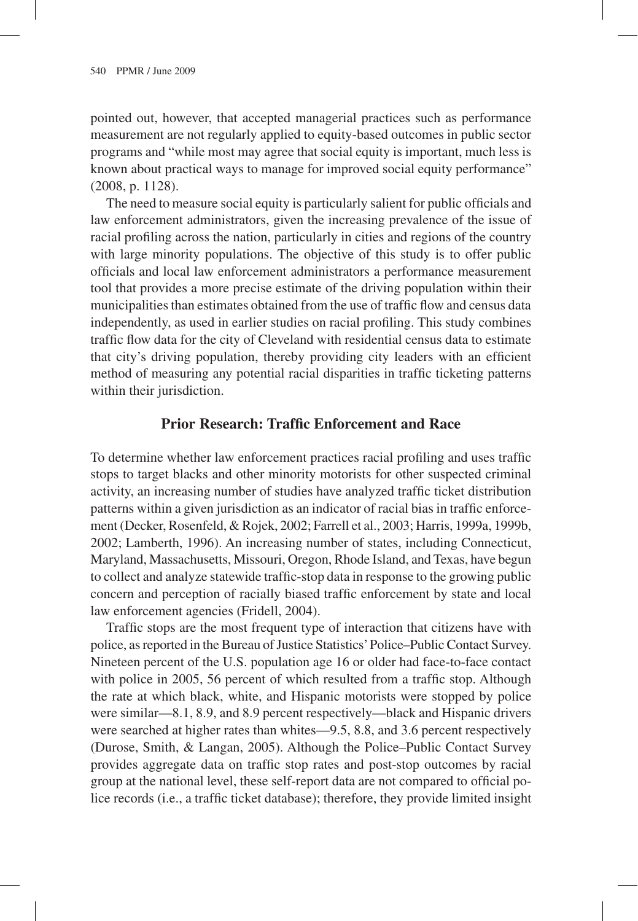pointed out, however, that accepted managerial practices such as performance measurement are not regularly applied to equity-based outcomes in public sector programs and "while most may agree that social equity is important, much less is known about practical ways to manage for improved social equity performance" (2008, p. 1128).

The need to measure social equity is particularly salient for public officials and law enforcement administrators, given the increasing prevalence of the issue of racial profiling across the nation, particularly in cities and regions of the country with large minority populations. The objective of this study is to offer public officials and local law enforcement administrators a performance measurement tool that provides a more precise estimate of the driving population within their municipalities than estimates obtained from the use of traffic flow and census data independently, as used in earlier studies on racial profiling. This study combines traffic flow data for the city of Cleveland with residential census data to estimate that city's driving population, thereby providing city leaders with an efficient method of measuring any potential racial disparities in traffic ticketing patterns within their jurisdiction.

## Prior Research: Traffic Enforcement and Race

To determine whether law enforcement practices racial profiling and uses traffic stops to target blacks and other minority motorists for other suspected criminal activity, an increasing number of studies have analyzed traffic ticket distribution patterns within a given jurisdiction as an indicator of racial bias in traffic enforcement (Decker, Rosenfeld, & Rojek, 2002; Farrell et al., 2003; Harris, 1999a, 1999b, 2002; Lamberth, 1996). An increasing number of states, including Connecticut, Maryland, Massachusetts, Missouri, Oregon, Rhode Island, and Texas, have begun to collect and analyze statewide traffic-stop data in response to the growing public concern and perception of racially biased traffic enforcement by state and local law enforcement agencies (Fridell, 2004).

Traffic stops are the most frequent type of interaction that citizens have with police, as reported in the Bureau of Justice Statistics' Police–Public Contact Survey. Nineteen percent of the U.S. population age 16 or older had face-to-face contact with police in 2005, 56 percent of which resulted from a traffic stop. Although the rate at which black, white, and Hispanic motorists were stopped by police were similar—8.1, 8.9, and 8.9 percent respectively—black and Hispanic drivers were searched at higher rates than whites—9.5, 8.8, and 3.6 percent respectively (Durose, Smith, & Langan, 2005). Although the Police–Public Contact Survey provides aggregate data on traffic stop rates and post-stop outcomes by racial group at the national level, these self-report data are not compared to official police records (i.e., a traffic ticket database); therefore, they provide limited insight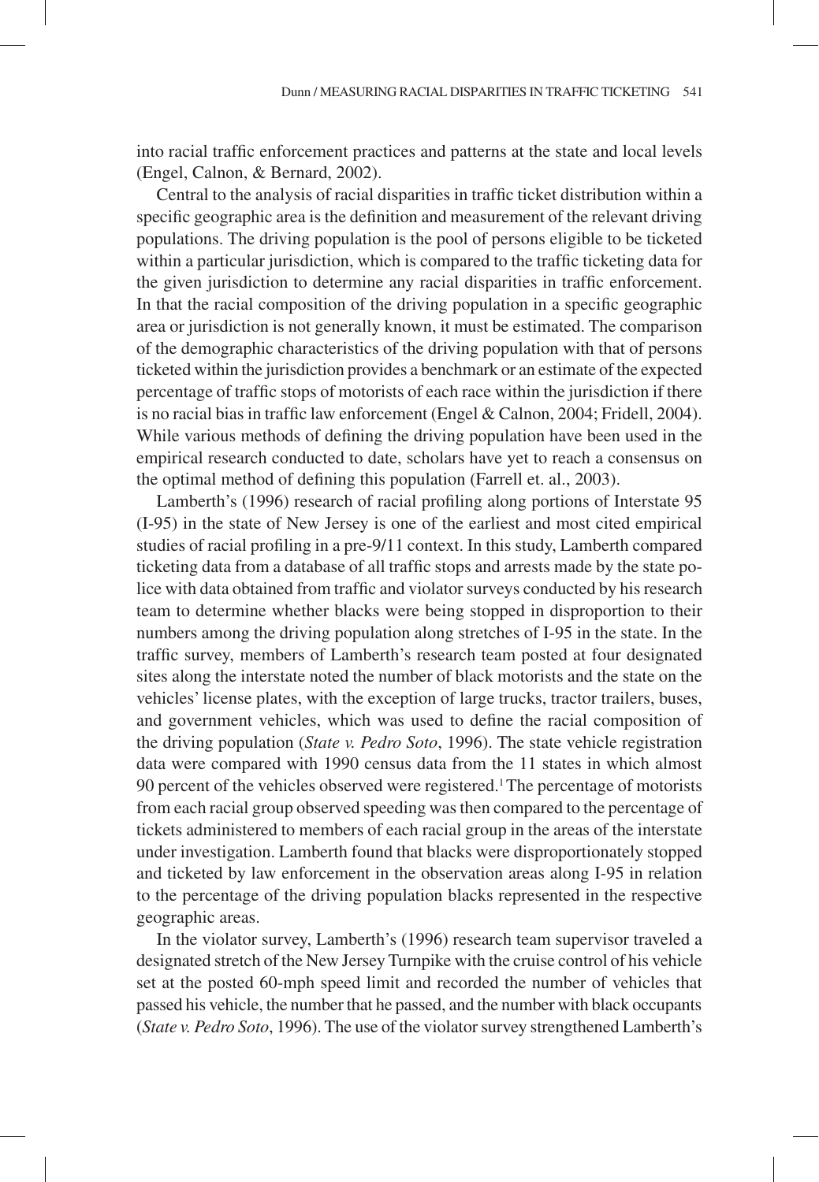into racial traffic enforcement practices and patterns at the state and local levels (Engel, Calnon, & Bernard, 2002).

Central to the analysis of racial disparities in traffic ticket distribution within a specific geographic area is the definition and measurement of the relevant driving populations. The driving population is the pool of persons eligible to be ticketed within a particular jurisdiction, which is compared to the traffic ticketing data for the given jurisdiction to determine any racial disparities in traffic enforcement. In that the racial composition of the driving population in a specific geographic area or jurisdiction is not generally known, it must be estimated. The comparison of the demographic characteristics of the driving population with that of persons ticketed within the jurisdiction provides a benchmark or an estimate of the expected percentage of traffic stops of motorists of each race within the jurisdiction if there is no racial bias in traffic law enforcement (Engel & Calnon, 2004; Fridell, 2004). While various methods of defining the driving population have been used in the empirical research conducted to date, scholars have yet to reach a consensus on the optimal method of defining this population (Farrell et. al., 2003).

Lamberth's (1996) research of racial profiling along portions of Interstate 95 (I-95) in the state of New Jersey is one of the earliest and most cited empirical studies of racial profiling in a pre-9/11 context. In this study, Lamberth compared ticketing data from a database of all traffic stops and arrests made by the state police with data obtained from traffic and violator surveys conducted by his research team to determine whether blacks were being stopped in disproportion to their numbers among the driving population along stretches of I-95 in the state. In the traffic survey, members of Lamberth's research team posted at four designated sites along the interstate noted the number of black motorists and the state on the vehicles' license plates, with the exception of large trucks, tractor trailers, buses, and government vehicles, which was used to define the racial composition of the driving population (*State v. Pedro Soto*, 1996). The state vehicle registration data were compared with 1990 census data from the 11 states in which almost 90 percent of the vehicles observed were registered.[1] The percentage of motorists from each racial group observed speeding was then compared to the percentage of tickets administered to members of each racial group in the areas of the interstate under investigation. Lamberth found that blacks were disproportionately stopped and ticketed by law enforcement in the observation areas along I-95 in relation to the percentage of the driving population blacks represented in the respective geographic areas.

In the violator survey, Lamberth's (1996) research team supervisor traveled a designated stretch of the New Jersey Turnpike with the cruise control of his vehicle set at the posted 60-mph speed limit and recorded the number of vehicles that passed his vehicle, the number that he passed, and the number with black occupants (*State v. Pedro Soto*, 1996). The use of the violator survey strengthened Lamberth's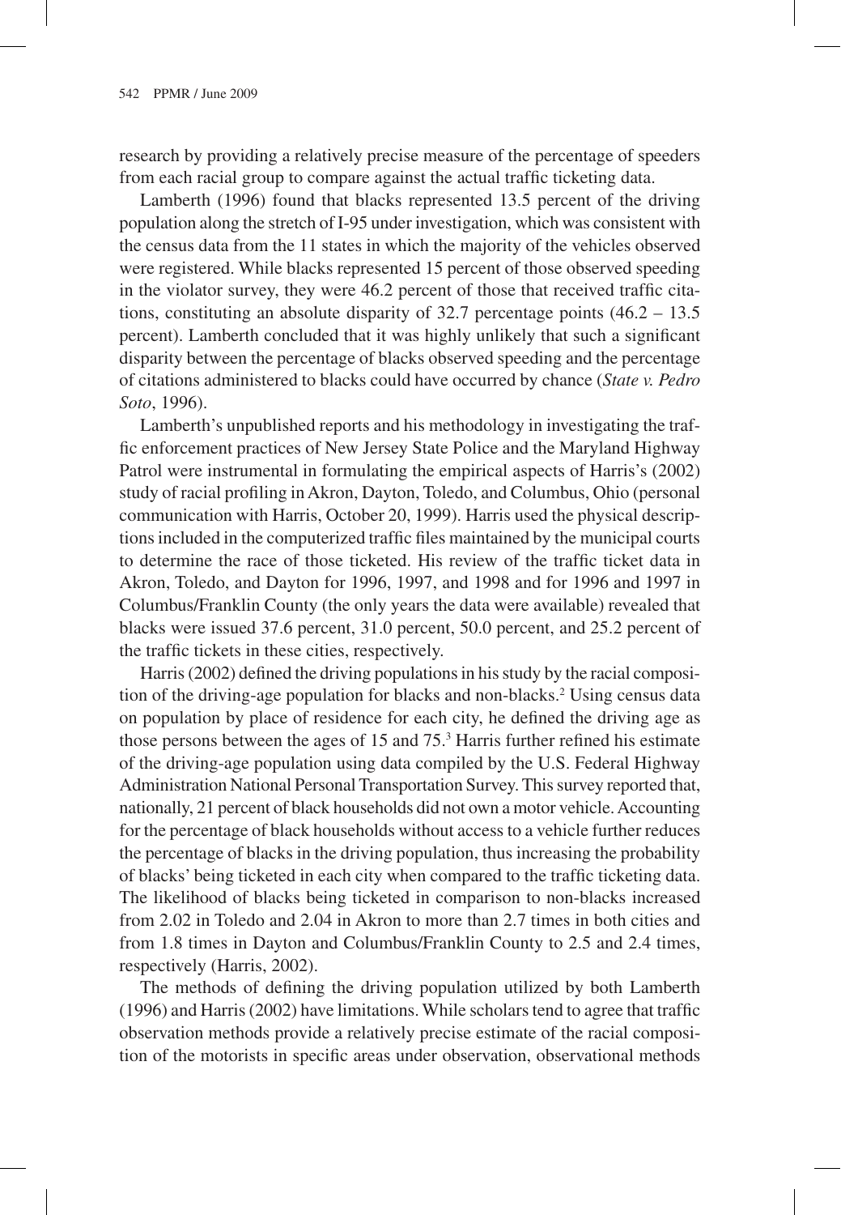research by providing a relatively precise measure of the percentage of speeders from each racial group to compare against the actual traffic ticketing data.

Lamberth (1996) found that blacks represented 13.5 percent of the driving population along the stretch of I-95 under investigation, which was consistent with the census data from the 11 states in which the majority of the vehicles observed were registered. While blacks represented 15 percent of those observed speeding in the violator survey, they were 46.2 percent of those that received traffic citations, constituting an absolute disparity of 32.7 percentage points (46.2 – 13.5 percent). Lamberth concluded that it was highly unlikely that such a significant disparity between the percentage of blacks observed speeding and the percentage of citations administered to blacks could have occurred by chance (*State v. Pedro Soto*, 1996).

Lamberth's unpublished reports and his methodology in investigating the traffic enforcement practices of New Jersey State Police and the Maryland Highway Patrol were instrumental in formulating the empirical aspects of Harris's (2002) study of racial profiling in Akron, Dayton, Toledo, and Columbus, Ohio (personal communication with Harris, October 20, 1999). Harris used the physical descriptions included in the computerized traffic files maintained by the municipal courts to determine the race of those ticketed. His review of the traffic ticket data in Akron, Toledo, and Dayton for 1996, 1997, and 1998 and for 1996 and 1997 in Columbus/Franklin County (the only years the data were available) revealed that blacks were issued 37.6 percent, 31.0 percent, 50.0 percent, and 25.2 percent of the traffic tickets in these cities, respectively.

Harris (2002) defined the driving populations in his study by the racial composition of the driving-age population for blacks and non-blacks.[2] Using census data on population by place of residence for each city, he defined the driving age as those persons between the ages of 15 and 75.[3] Harris further refined his estimate of the driving-age population using data compiled by the U.S. Federal Highway Administration National Personal Transportation Survey. This survey reported that, nationally, 21 percent of black households did not own a motor vehicle. Accounting for the percentage of black households without access to a vehicle further reduces the percentage of blacks in the driving population, thus increasing the probability of blacks' being ticketed in each city when compared to the traffic ticketing data. The likelihood of blacks being ticketed in comparison to non-blacks increased from 2.02 in Toledo and 2.04 in Akron to more than 2.7 times in both cities and from 1.8 times in Dayton and Columbus/Franklin County to 2.5 and 2.4 times, respectively (Harris, 2002).

The methods of defining the driving population utilized by both Lamberth (1996) and Harris (2002) have limitations. While scholars tend to agree that traffic observation methods provide a relatively precise estimate of the racial composition of the motorists in specific areas under observation, observational methods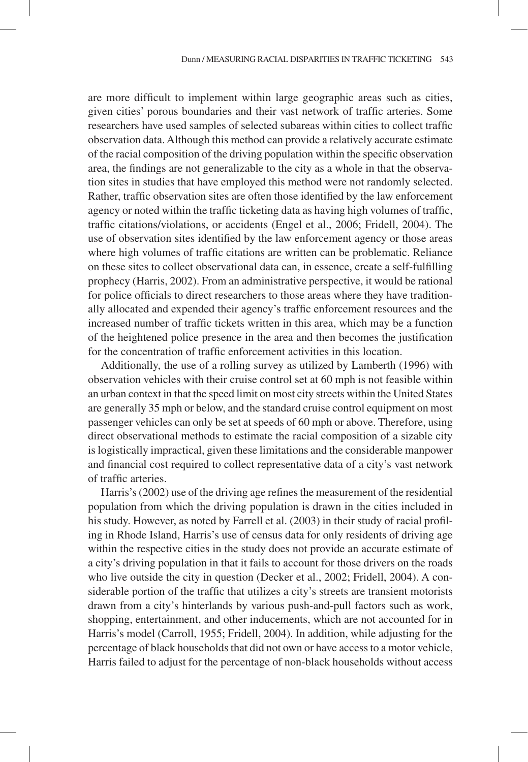are more difficult to implement within large geographic areas such as cities, given cities' porous boundaries and their vast network of traffic arteries. Some researchers have used samples of selected subareas within cities to collect traffic observation data. Although this method can provide a relatively accurate estimate of the racial composition of the driving population within the specific observation area, the findings are not generalizable to the city as a whole in that the observation sites in studies that have employed this method were not randomly selected. Rather, traffic observation sites are often those identified by the law enforcement agency or noted within the traffic ticketing data as having high volumes of traffic, traffic citations/violations, or accidents (Engel et al., 2006; Fridell, 2004). The use of observation sites identified by the law enforcement agency or those areas where high volumes of traffic citations are written can be problematic. Reliance on these sites to collect observational data can, in essence, create a self-fulfilling prophecy (Harris, 2002). From an administrative perspective, it would be rational for police officials to direct researchers to those areas where they have traditionally allocated and expended their agency's traffic enforcement resources and the increased number of traffic tickets written in this area, which may be a function of the heightened police presence in the area and then becomes the justification for the concentration of traffic enforcement activities in this location.

Additionally, the use of a rolling survey as utilized by Lamberth (1996) with observation vehicles with their cruise control set at 60 mph is not feasible within an urban context in that the speed limit on most city streets within the United States are generally 35 mph or below, and the standard cruise control equipment on most passenger vehicles can only be set at speeds of 60 mph or above. Therefore, using direct observational methods to estimate the racial composition of a sizable city is logistically impractical, given these limitations and the considerable manpower and financial cost required to collect representative data of a city's vast network of traffic arteries.

Harris's (2002) use of the driving age refines the measurement of the residential population from which the driving population is drawn in the cities included in his study. However, as noted by Farrell et al. (2003) in their study of racial profiling in Rhode Island, Harris's use of census data for only residents of driving age within the respective cities in the study does not provide an accurate estimate of a city's driving population in that it fails to account for those drivers on the roads who live outside the city in question (Decker et al., 2002; Fridell, 2004). A considerable portion of the traffic that utilizes a city's streets are transient motorists drawn from a city's hinterlands by various push-and-pull factors such as work, shopping, entertainment, and other inducements, which are not accounted for in Harris's model (Carroll, 1955; Fridell, 2004). In addition, while adjusting for the percentage of black households that did not own or have access to a motor vehicle, Harris failed to adjust for the percentage of non-black households without access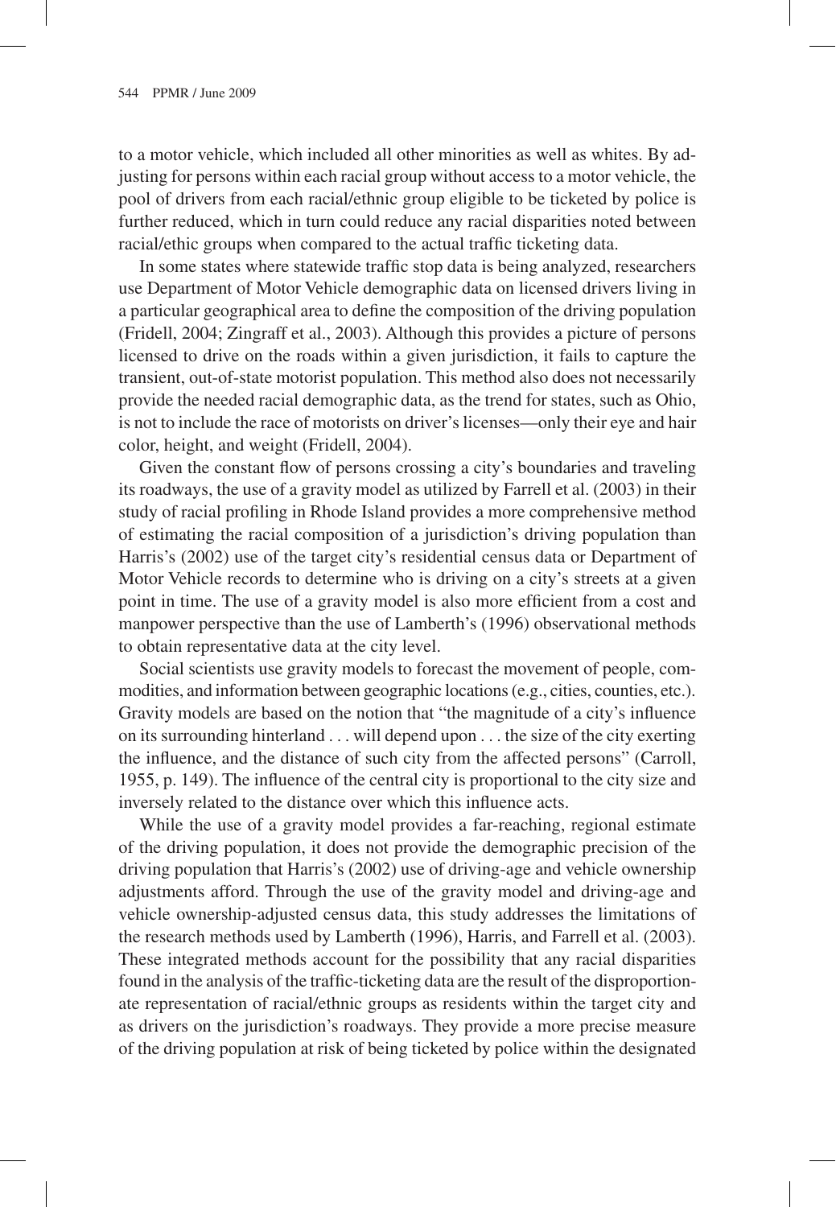to a motor vehicle, which included all other minorities as well as whites. By adjusting for persons within each racial group without access to a motor vehicle, the pool of drivers from each racial/ethnic group eligible to be ticketed by police is further reduced, which in turn could reduce any racial disparities noted between racial/ethic groups when compared to the actual traffic ticketing data.

In some states where statewide traffic stop data is being analyzed, researchers use Department of Motor Vehicle demographic data on licensed drivers living in a particular geographical area to define the composition of the driving population (Fridell, 2004; Zingraff et al., 2003). Although this provides a picture of persons licensed to drive on the roads within a given jurisdiction, it fails to capture the transient, out-of-state motorist population. This method also does not necessarily provide the needed racial demographic data, as the trend for states, such as Ohio, is not to include the race of motorists on driver's licenses—only their eye and hair color, height, and weight (Fridell, 2004).

Given the constant flow of persons crossing a city's boundaries and traveling its roadways, the use of a gravity model as utilized by Farrell et al. (2003) in their study of racial profiling in Rhode Island provides a more comprehensive method of estimating the racial composition of a jurisdiction's driving population than Harris's (2002) use of the target city's residential census data or Department of Motor Vehicle records to determine who is driving on a city's streets at a given point in time. The use of a gravity model is also more efficient from a cost and manpower perspective than the use of Lamberth's (1996) observational methods to obtain representative data at the city level.

Social scientists use gravity models to forecast the movement of people, commodities, and information between geographic locations (e.g., cities, counties, etc.). Gravity models are based on the notion that "the magnitude of a city's influence on its surrounding hinterland . . . will depend upon . . . the size of the city exerting the influence, and the distance of such city from the affected persons" (Carroll, 1955, p. 149). The influence of the central city is proportional to the city size and inversely related to the distance over which this influence acts.

While the use of a gravity model provides a far-reaching, regional estimate of the driving population, it does not provide the demographic precision of the driving population that Harris's (2002) use of driving-age and vehicle ownership adjustments afford. Through the use of the gravity model and driving-age and vehicle ownership-adjusted census data, this study addresses the limitations of the research methods used by Lamberth (1996), Harris, and Farrell et al. (2003). These integrated methods account for the possibility that any racial disparities found in the analysis of the traffic-ticketing data are the result of the disproportionate representation of racial/ethnic groups as residents within the target city and as drivers on the jurisdiction's roadways. They provide a more precise measure of the driving population at risk of being ticketed by police within the designated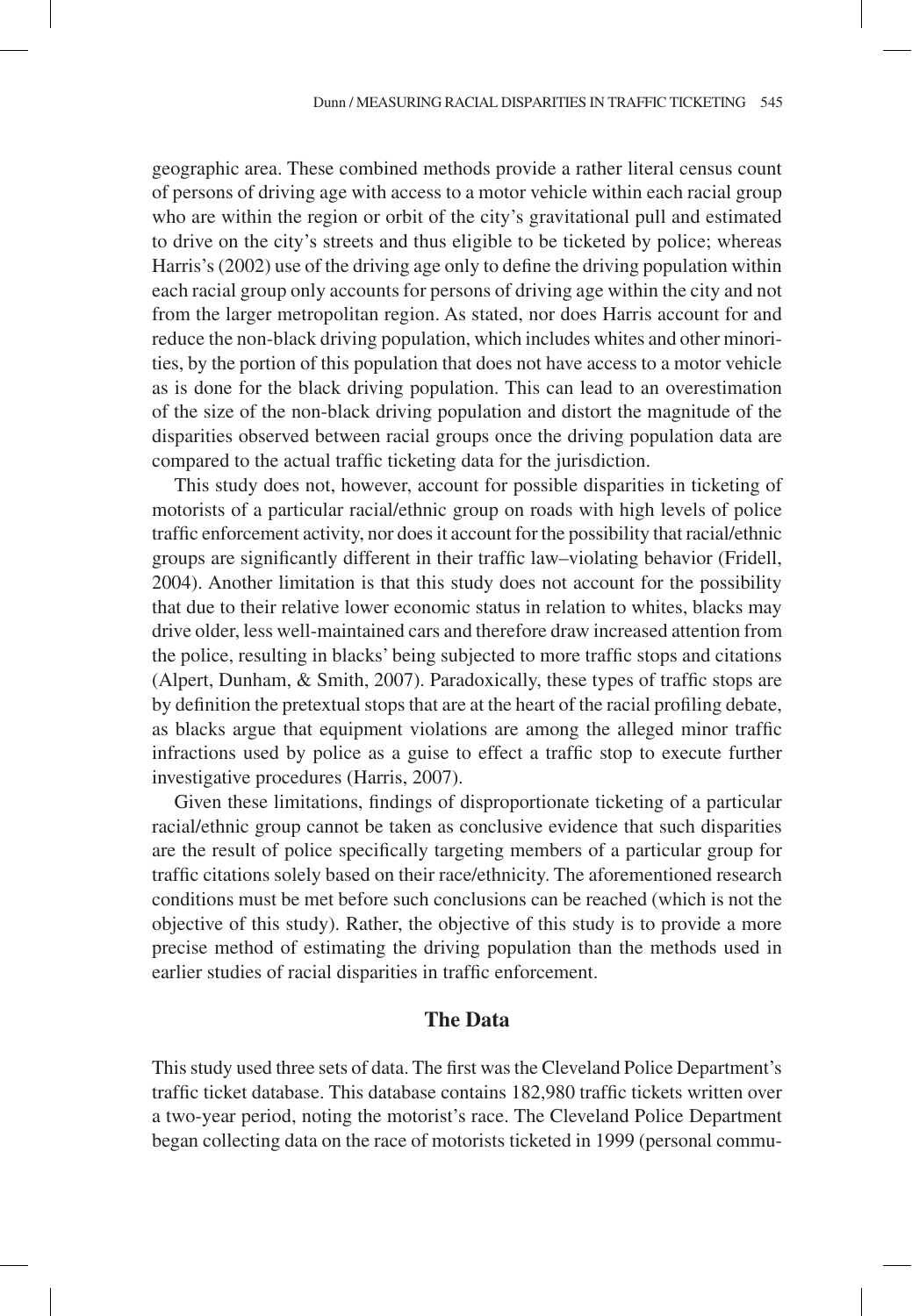geographic area. These combined methods provide a rather literal census count of persons of driving age with access to a motor vehicle within each racial group who are within the region or orbit of the city's gravitational pull and estimated to drive on the city's streets and thus eligible to be ticketed by police; whereas Harris's (2002) use of the driving age only to define the driving population within each racial group only accounts for persons of driving age within the city and not from the larger metropolitan region. As stated, nor does Harris account for and reduce the non-black driving population, which includes whites and other minorities, by the portion of this population that does not have access to a motor vehicle as is done for the black driving population. This can lead to an overestimation of the size of the non-black driving population and distort the magnitude of the disparities observed between racial groups once the driving population data are compared to the actual traffic ticketing data for the jurisdiction.

This study does not, however, account for possible disparities in ticketing of motorists of a particular racial/ethnic group on roads with high levels of police traffic enforcement activity, nor does it account for the possibility that racial/ethnic groups are significantly different in their traffic law–violating behavior (Fridell, 2004). Another limitation is that this study does not account for the possibility that due to their relative lower economic status in relation to whites, blacks may drive older, less well-maintained cars and therefore draw increased attention from the police, resulting in blacks' being subjected to more traffic stops and citations (Alpert, Dunham, & Smith, 2007). Paradoxically, these types of traffic stops are by definition the pretextual stops that are at the heart of the racial profiling debate, as blacks argue that equipment violations are among the alleged minor traffic infractions used by police as a guise to effect a traffic stop to execute further investigative procedures (Harris, 2007).

Given these limitations, findings of disproportionate ticketing of a particular racial/ethnic group cannot be taken as conclusive evidence that such disparities are the result of police specifically targeting members of a particular group for traffic citations solely based on their race/ethnicity. The aforementioned research conditions must be met before such conclusions can be reached (which is not the objective of this study). Rather, the objective of this study is to provide a more precise method of estimating the driving population than the methods used in earlier studies of racial disparities in traffic enforcement.

## The Data

This study used three sets of data. The first was the Cleveland Police Department's traffic ticket database. This database contains 182,980 traffic tickets written over a two-year period, noting the motorist's race. The Cleveland Police Department began collecting data on the race of motorists ticketed in 1999 (personal commu-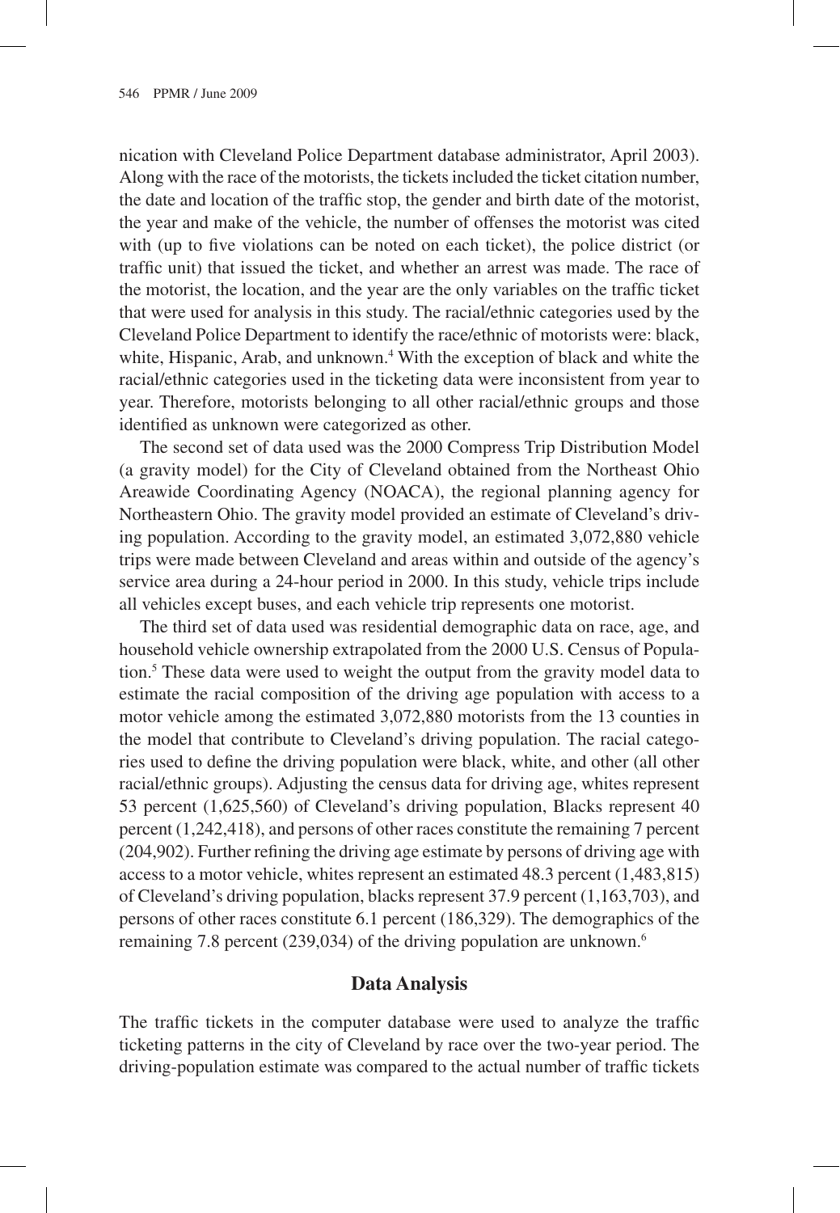nication with Cleveland Police Department database administrator, April 2003). Along with the race of the motorists, the tickets included the ticket citation number, the date and location of the traffic stop, the gender and birth date of the motorist, the year and make of the vehicle, the number of offenses the motorist was cited with (up to five violations can be noted on each ticket), the police district (or traffic unit) that issued the ticket, and whether an arrest was made. The race of the motorist, the location, and the year are the only variables on the traffic ticket that were used for analysis in this study. The racial/ethnic categories used by the Cleveland Police Department to identify the race/ethnic of motorists were: black, white, Hispanic, Arab, and unknown.[4] With the exception of black and white the racial/ethnic categories used in the ticketing data were inconsistent from year to year. Therefore, motorists belonging to all other racial/ethnic groups and those identified as unknown were categorized as other.

The second set of data used was the 2000 Compress Trip Distribution Model (a gravity model) for the City of Cleveland obtained from the Northeast Ohio Areawide Coordinating Agency (NOACA), the regional planning agency for Northeastern Ohio. The gravity model provided an estimate of Cleveland's driving population. According to the gravity model, an estimated 3,072,880 vehicle trips were made between Cleveland and areas within and outside of the agency's service area during a 24-hour period in 2000. In this study, vehicle trips include all vehicles except buses, and each vehicle trip represents one motorist.

The third set of data used was residential demographic data on race, age, and household vehicle ownership extrapolated from the 2000 U.S. Census of Population.[5] These data were used to weight the output from the gravity model data to estimate the racial composition of the driving age population with access to a motor vehicle among the estimated 3,072,880 motorists from the 13 counties in the model that contribute to Cleveland's driving population. The racial categories used to define the driving population were black, white, and other (all other racial/ethnic groups). Adjusting the census data for driving age, whites represent 53 percent (1,625,560) of Cleveland's driving population, Blacks represent 40 percent (1,242,418), and persons of other races constitute the remaining 7 percent (204,902). Further refining the driving age estimate by persons of driving age with access to a motor vehicle, whites represent an estimated 48.3 percent (1,483,815) of Cleveland's driving population, blacks represent 37.9 percent (1,163,703), and persons of other races constitute 6.1 percent (186,329). The demographics of the remaining 7.8 percent (239,034) of the driving population are unknown.[6]

## Data Analysis

The traffic tickets in the computer database were used to analyze the traffic ticketing patterns in the city of Cleveland by race over the two-year period. The driving-population estimate was compared to the actual number of traffic tickets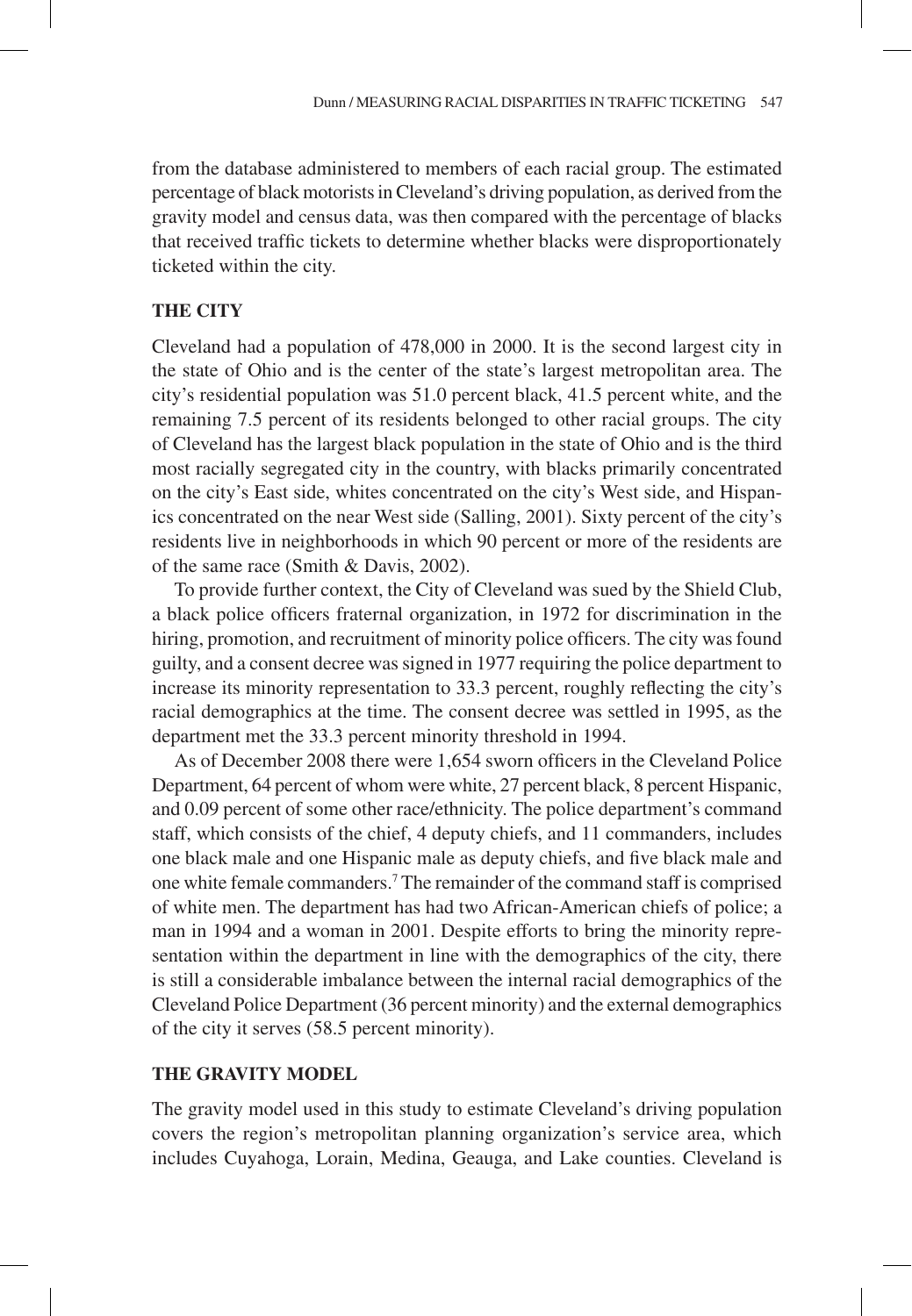from the database administered to members of each racial group. The estimated percentage of black motorists in Cleveland's driving population, as derived from the gravity model and census data, was then compared with the percentage of blacks that received traffic tickets to determine whether blacks were disproportionately ticketed within the city.

## THE CITY

Cleveland had a population of 478,000 in 2000. It is the second largest city in the state of Ohio and is the center of the state's largest metropolitan area. The city's residential population was 51.0 percent black, 41.5 percent white, and the remaining 7.5 percent of its residents belonged to other racial groups. The city of Cleveland has the largest black population in the state of Ohio and is the third most racially segregated city in the country, with blacks primarily concentrated on the city's East side, whites concentrated on the city's West side, and Hispanics concentrated on the near West side (Salling, 2001). Sixty percent of the city's residents live in neighborhoods in which 90 percent or more of the residents are of the same race (Smith & Davis, 2002).

To provide further context, the City of Cleveland was sued by the Shield Club, a black police officers fraternal organization, in 1972 for discrimination in the hiring, promotion, and recruitment of minority police officers. The city was found guilty, and a consent decree was signed in 1977 requiring the police department to increase its minority representation to 33.3 percent, roughly reflecting the city's racial demographics at the time. The consent decree was settled in 1995, as the department met the 33.3 percent minority threshold in 1994.

As of December 2008 there were 1,654 sworn officers in the Cleveland Police Department, 64 percent of whom were white, 27 percent black, 8 percent Hispanic, and 0.09 percent of some other race/ethnicity. The police department's command staff, which consists of the chief, 4 deputy chiefs, and 11 commanders, includes one black male and one Hispanic male as deputy chiefs, and five black male and one white female commanders.[7] The remainder of the command staff is comprised of white men. The department has had two African-American chiefs of police; a man in 1994 and a woman in 2001. Despite efforts to bring the minority representation within the department in line with the demographics of the city, there is still a considerable imbalance between the internal racial demographics of the Cleveland Police Department (36 percent minority) and the external demographics of the city it serves (58.5 percent minority).

## THE GRAVITY MODEL

The gravity model used in this study to estimate Cleveland's driving population covers the region's metropolitan planning organization's service area, which includes Cuyahoga, Lorain, Medina, Geauga, and Lake counties. Cleveland is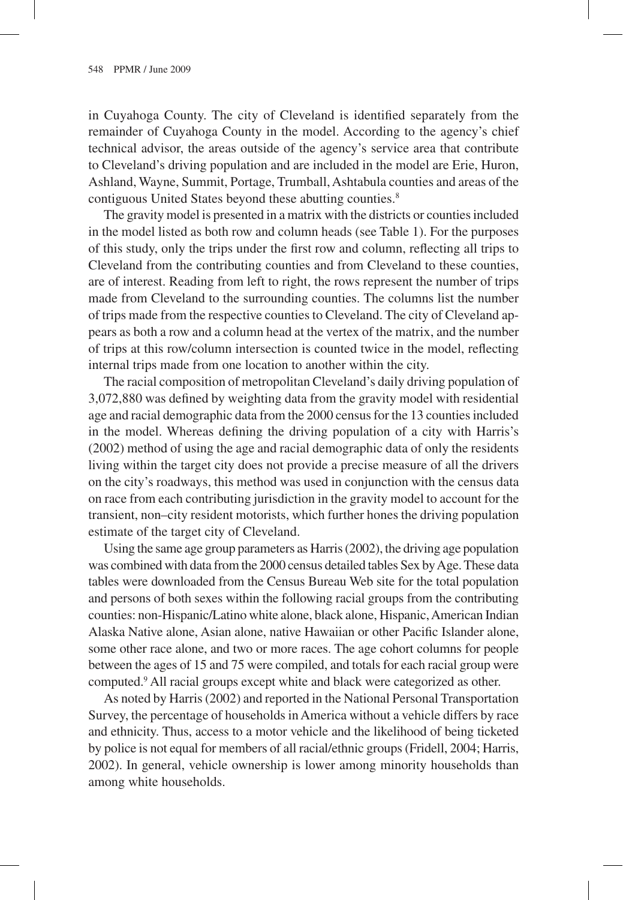in Cuyahoga County. The city of Cleveland is identified separately from the remainder of Cuyahoga County in the model. According to the agency's chief technical advisor, the areas outside of the agency's service area that contribute to Cleveland's driving population and are included in the model are Erie, Huron, Ashland, Wayne, Summit, Portage, Trumball, Ashtabula counties and areas of the contiguous United States beyond these abutting counties.[8]

The gravity model is presented in a matrix with the districts or counties included in the model listed as both row and column heads (see Table 1). For the purposes of this study, only the trips under the first row and column, reflecting all trips to Cleveland from the contributing counties and from Cleveland to these counties, are of interest. Reading from left to right, the rows represent the number of trips made from Cleveland to the surrounding counties. The columns list the number of trips made from the respective counties to Cleveland. The city of Cleveland appears as both a row and a column head at the vertex of the matrix, and the number of trips at this row/column intersection is counted twice in the model, reflecting internal trips made from one location to another within the city.

The racial composition of metropolitan Cleveland's daily driving population of 3,072,880 was defined by weighting data from the gravity model with residential age and racial demographic data from the 2000 census for the 13 counties included in the model. Whereas defining the driving population of a city with Harris's (2002) method of using the age and racial demographic data of only the residents living within the target city does not provide a precise measure of all the drivers on the city's roadways, this method was used in conjunction with the census data on race from each contributing jurisdiction in the gravity model to account for the transient, non–city resident motorists, which further hones the driving population estimate of the target city of Cleveland.

Using the same age group parameters as Harris (2002), the driving age population was combined with data from the 2000 census detailed tables Sex by Age. These data tables were downloaded from the Census Bureau Web site for the total population and persons of both sexes within the following racial groups from the contributing counties: non-Hispanic/Latino white alone, black alone, Hispanic, American Indian Alaska Native alone, Asian alone, native Hawaiian or other Pacific Islander alone, some other race alone, and two or more races. The age cohort columns for people between the ages of 15 and 75 were compiled, and totals for each racial group were computed.[9] All racial groups except white and black were categorized as other.

As noted by Harris (2002) and reported in the National Personal Transportation Survey, the percentage of households in America without a vehicle differs by race and ethnicity. Thus, access to a motor vehicle and the likelihood of being ticketed by police is not equal for members of all racial/ethnic groups (Fridell, 2004; Harris, 2002). In general, vehicle ownership is lower among minority households than among white households.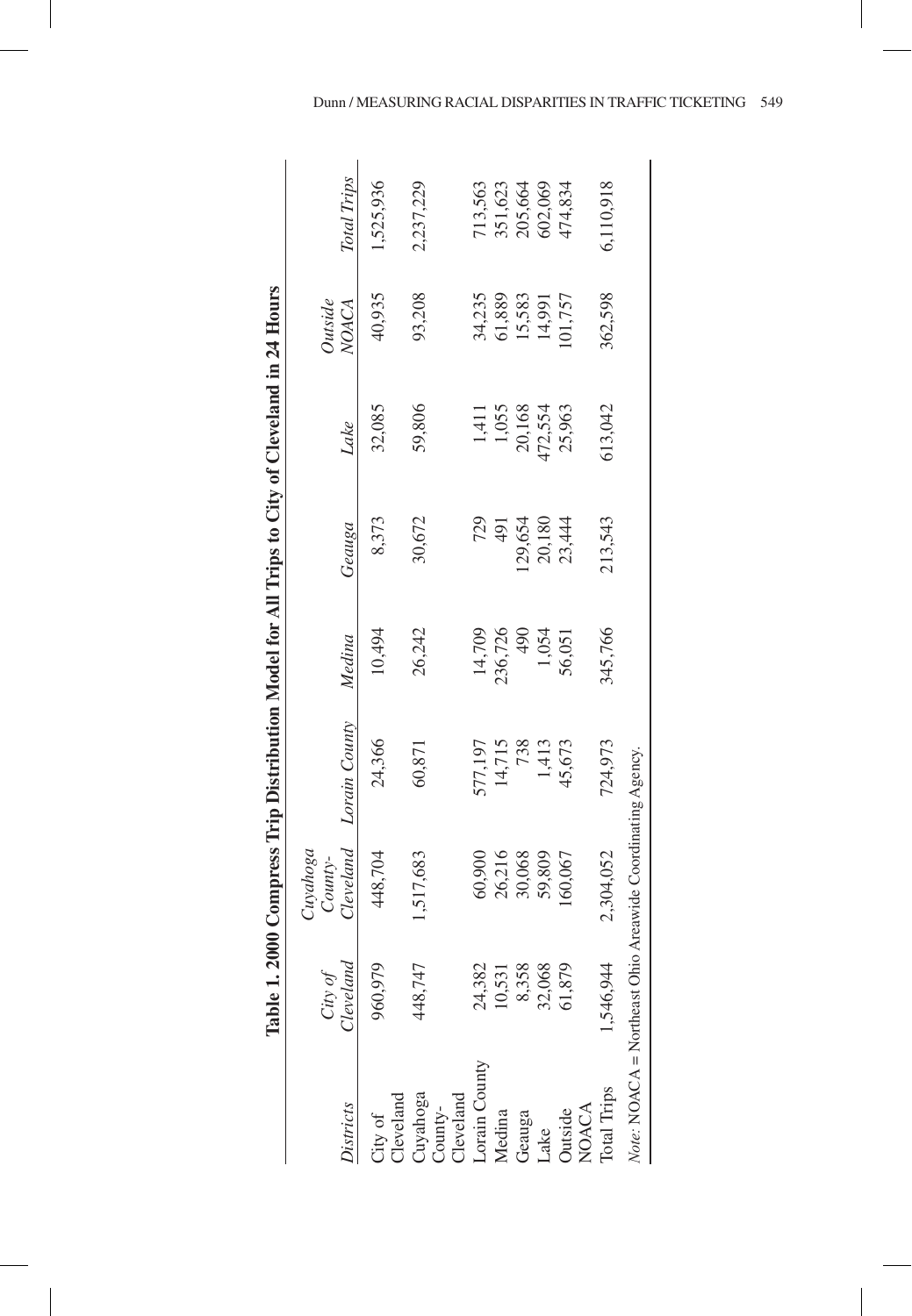**Table 1. 2000 Compress Trip Distribution Model for All Trips to City of Cleveland in 24 Hours**

| *Districts* | *City of Cleveland* | *Cuyahoga County-Cleveland* | *Lorain County* | *Medina* | *Geauga* | *Lake* | *Outside NOACA* | *Total Trips* |
|---|---|---|---|---|---|---|---|---|
| City of Cleveland | 960,979 | 448,704 | 24,366 | 10,494 | 8,373 | 32,085 | 40,935 | 1,525,936 |
| Cuyahoga County-Cleveland | 448,747 | 1,517,683 | 60,871 | 26,242 | 30,672 | 59,806 | 93,208 | 2,237,229 |
| Lorain County | 24,382 | 60,900 | 577,197 | 14,709 | 729 | 1,411 | 34,235 | 713,563 |
| Medina | 10,531 | 26,216 | 14,715 | 236,726 | 491 | 1,055 | 61,889 | 351,623 |
| Geauga | 8,358 | 30,068 | 738 | 490 | 129,654 | 20,168 | 15,583 | 205,664 |
| Lake | 32,068 | 59,809 | 1,413 | 1,054 | 20,180 | 472,554 | 14,991 | 602,069 |
| Outside NOACA | 61,879 | 160,067 | 45,673 | 56,051 | 23,444 | 25,963 | 101,757 | 474,834 |
| Total Trips | 1,546,944 | 2,304,052 | 724,973 | 345,766 | 213,543 | 613,042 | 362,598 | 6,110,918 |

*Note:* NOACA = Northeast Ohio Areawide Coordinating Agency.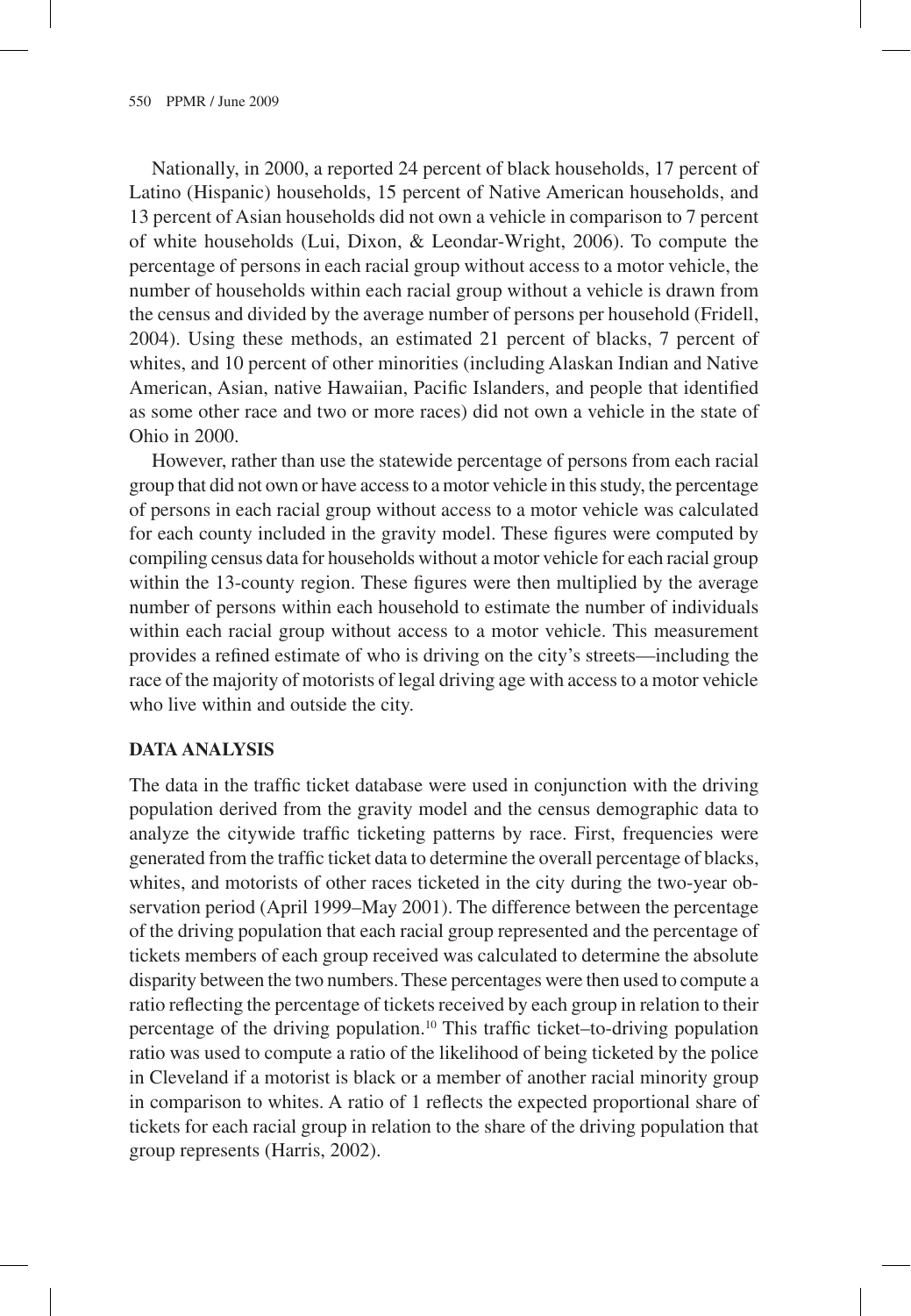Nationally, in 2000, a reported 24 percent of black households, 17 percent of Latino (Hispanic) households, 15 percent of Native American households, and 13 percent of Asian households did not own a vehicle in comparison to 7 percent of white households (Lui, Dixon, & Leondar-Wright, 2006). To compute the percentage of persons in each racial group without access to a motor vehicle, the number of households within each racial group without a vehicle is drawn from the census and divided by the average number of persons per household (Fridell, 2004). Using these methods, an estimated 21 percent of blacks, 7 percent of whites, and 10 percent of other minorities (including Alaskan Indian and Native American, Asian, native Hawaiian, Pacific Islanders, and people that identified as some other race and two or more races) did not own a vehicle in the state of Ohio in 2000.

However, rather than use the statewide percentage of persons from each racial group that did not own or have access to a motor vehicle in this study, the percentage of persons in each racial group without access to a motor vehicle was calculated for each county included in the gravity model. These figures were computed by compiling census data for households without a motor vehicle for each racial group within the 13-county region. These figures were then multiplied by the average number of persons within each household to estimate the number of individuals within each racial group without access to a motor vehicle. This measurement provides a refined estimate of who is driving on the city's streets—including the race of the majority of motorists of legal driving age with access to a motor vehicle who live within and outside the city.

## DATA ANALYSIS

The data in the traffic ticket database were used in conjunction with the driving population derived from the gravity model and the census demographic data to analyze the citywide traffic ticketing patterns by race. First, frequencies were generated from the traffic ticket data to determine the overall percentage of blacks, whites, and motorists of other races ticketed in the city during the two-year observation period (April 1999–May 2001). The difference between the percentage of the driving population that each racial group represented and the percentage of tickets members of each group received was calculated to determine the absolute disparity between the two numbers. These percentages were then used to compute a ratio reflecting the percentage of tickets received by each group in relation to their percentage of the driving population.[10] This traffic ticket–to-driving population ratio was used to compute a ratio of the likelihood of being ticketed by the police in Cleveland if a motorist is black or a member of another racial minority group in comparison to whites. A ratio of 1 reflects the expected proportional share of tickets for each racial group in relation to the share of the driving population that group represents (Harris, 2002).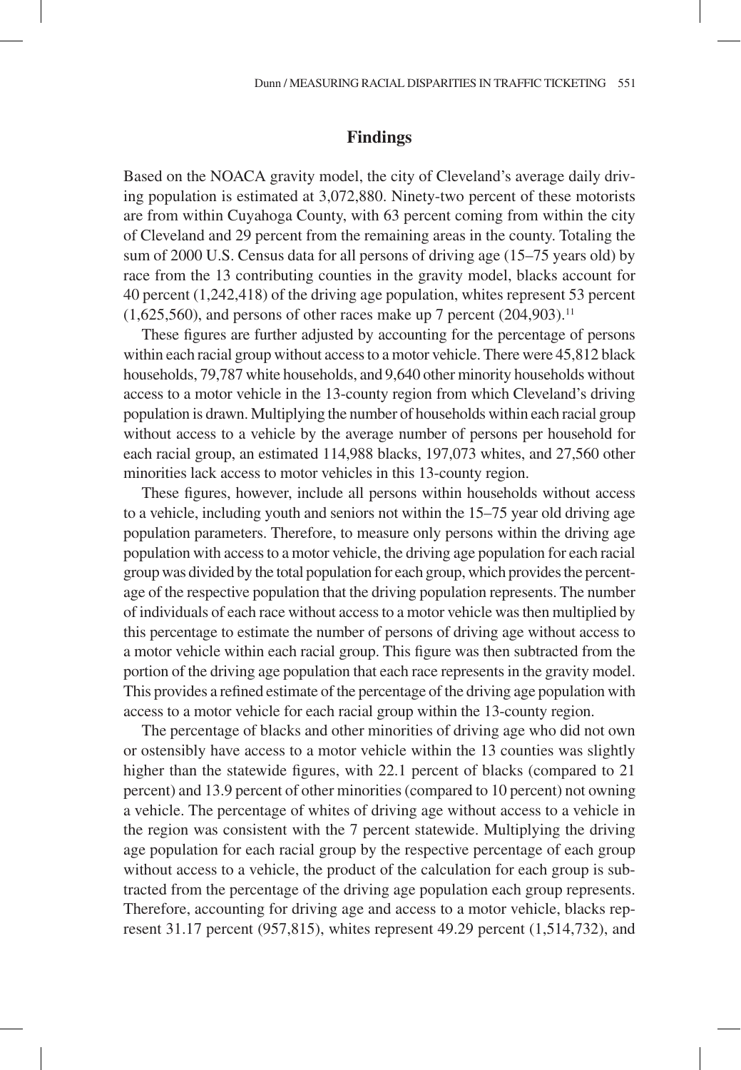## Findings

Based on the NOACA gravity model, the city of Cleveland's average daily driving population is estimated at 3,072,880. Ninety-two percent of these motorists are from within Cuyahoga County, with 63 percent coming from within the city of Cleveland and 29 percent from the remaining areas in the county. Totaling the sum of 2000 U.S. Census data for all persons of driving age (15–75 years old) by race from the 13 contributing counties in the gravity model, blacks account for 40 percent (1,242,418) of the driving age population, whites represent 53 percent (1,625,560), and persons of other races make up 7 percent (204,903).[11]

These figures are further adjusted by accounting for the percentage of persons within each racial group without access to a motor vehicle. There were 45,812 black households, 79,787 white households, and 9,640 other minority households without access to a motor vehicle in the 13-county region from which Cleveland's driving population is drawn. Multiplying the number of households within each racial group without access to a vehicle by the average number of persons per household for each racial group, an estimated 114,988 blacks, 197,073 whites, and 27,560 other minorities lack access to motor vehicles in this 13-county region.

These figures, however, include all persons within households without access to a vehicle, including youth and seniors not within the 15–75 year old driving age population parameters. Therefore, to measure only persons within the driving age population with access to a motor vehicle, the driving age population for each racial group was divided by the total population for each group, which provides the percentage of the respective population that the driving population represents. The number of individuals of each race without access to a motor vehicle was then multiplied by this percentage to estimate the number of persons of driving age without access to a motor vehicle within each racial group. This figure was then subtracted from the portion of the driving age population that each race represents in the gravity model. This provides a refined estimate of the percentage of the driving age population with access to a motor vehicle for each racial group within the 13-county region.

The percentage of blacks and other minorities of driving age who did not own or ostensibly have access to a motor vehicle within the 13 counties was slightly higher than the statewide figures, with 22.1 percent of blacks (compared to 21 percent) and 13.9 percent of other minorities (compared to 10 percent) not owning a vehicle. The percentage of whites of driving age without access to a vehicle in the region was consistent with the 7 percent statewide. Multiplying the driving age population for each racial group by the respective percentage of each group without access to a vehicle, the product of the calculation for each group is subtracted from the percentage of the driving age population each group represents. Therefore, accounting for driving age and access to a motor vehicle, blacks represent 31.17 percent (957,815), whites represent 49.29 percent (1,514,732), and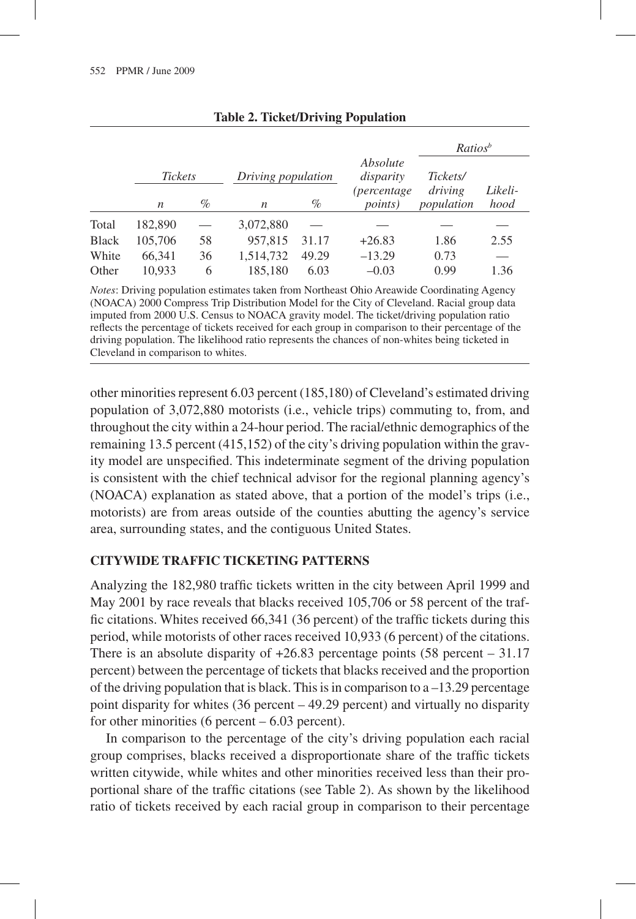**Table 2. Ticket/Driving Population**

| | Tickets | | Driving population | | Absolute disparity (percentage points) | Ratios[b] | |
|---|---|---|---|---|---|---|---|
| | *n* | % | *n* | % | | Tickets/ driving population | Likeli-hood |
| Total | 182,890 | — | 3,072,880 | — | — | — | — |
| Black | 105,706 | 58 | 957,815 | 31.17 | +26.83 | 1.86 | 2.55 |
| White | 66,341 | 36 | 1,514,732 | 49.29 | –13.29 | 0.73 | — |
| Other | 10,933 | 6 | 185,180 | 6.03 | –0.03 | 0.99 | 1.36 |

*Notes*: Driving population estimates taken from Northeast Ohio Areawide Coordinating Agency (NOACA) 2000 Compress Trip Distribution Model for the City of Cleveland. Racial group data imputed from 2000 U.S. Census to NOACA gravity model. The ticket/driving population ratio reflects the percentage of tickets received for each group in comparison to their percentage of the driving population. The likelihood ratio represents the chances of non-whites being ticketed in Cleveland in comparison to whites.

other minorities represent 6.03 percent (185,180) of Cleveland's estimated driving population of 3,072,880 motorists (i.e., vehicle trips) commuting to, from, and throughout the city within a 24-hour period. The racial/ethnic demographics of the remaining 13.5 percent (415,152) of the city's driving population within the gravity model are unspecified. This indeterminate segment of the driving population is consistent with the chief technical advisor for the regional planning agency's (NOACA) explanation as stated above, that a portion of the model's trips (i.e., motorists) are from areas outside of the counties abutting the agency's service area, surrounding states, and the contiguous United States.

## CITYWIDE TRAFFIC TICKETING PATTERNS

Analyzing the 182,980 traffic tickets written in the city between April 1999 and May 2001 by race reveals that blacks received 105,706 or 58 percent of the traffic citations. Whites received 66,341 (36 percent) of the traffic tickets during this period, while motorists of other races received 10,933 (6 percent) of the citations. There is an absolute disparity of +26.83 percentage points (58 percent – 31.17 percent) between the percentage of tickets that blacks received and the proportion of the driving population that is black. This is in comparison to a –13.29 percentage point disparity for whites (36 percent – 49.29 percent) and virtually no disparity for other minorities (6 percent – 6.03 percent).

In comparison to the percentage of the city's driving population each racial group comprises, blacks received a disproportionate share of the traffic tickets written citywide, while whites and other minorities received less than their proportional share of the traffic citations (see Table 2). As shown by the likelihood ratio of tickets received by each racial group in comparison to their percentage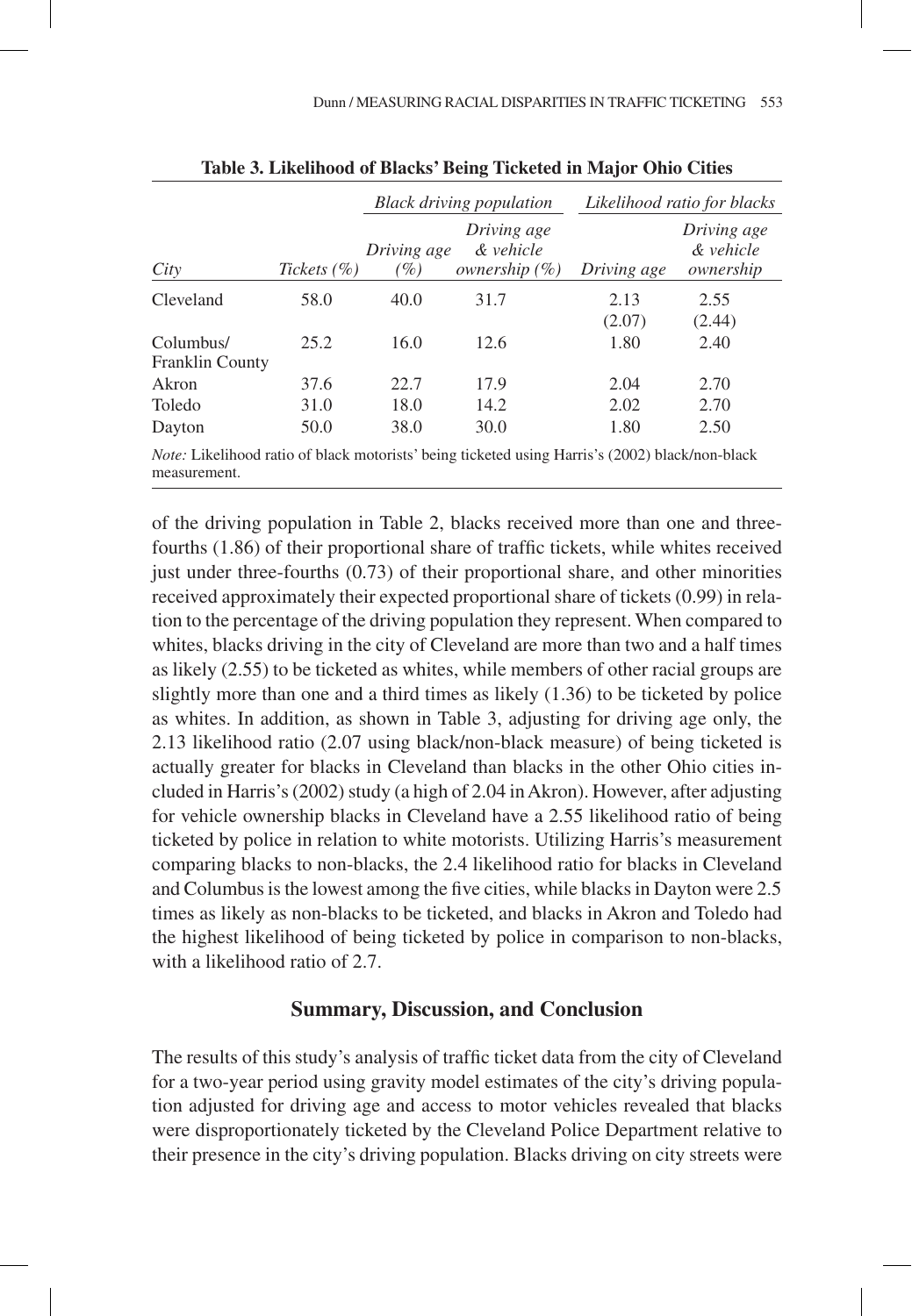**Table 3. Likelihood of Blacks' Being Ticketed in Major Ohio Cities**

| | | *Black driving population* | | *Likelihood ratio for blacks* | |
|---|---|---|---|---|---|
| *City* | *Tickets (%)* | *Driving age (%)* | *Driving age & vehicle ownership (%)* | *Driving age* | *Driving age & vehicle ownership* |
| Cleveland | 58.0 | 40.0 | 31.7 | 2.13 (2.07) | 2.55 (2.44) |
| Columbus/ Franklin County | 25.2 | 16.0 | 12.6 | 1.80 | 2.40 |
| Akron | 37.6 | 22.7 | 17.9 | 2.04 | 2.70 |
| Toledo | 31.0 | 18.0 | 14.2 | 2.02 | 2.70 |
| Dayton | 50.0 | 38.0 | 30.0 | 1.80 | 2.50 |

*Note:* Likelihood ratio of black motorists' being ticketed using Harris's (2002) black/non-black measurement.

of the driving population in Table 2, blacks received more than one and three-fourths (1.86) of their proportional share of traffic tickets, while whites received just under three-fourths (0.73) of their proportional share, and other minorities received approximately their expected proportional share of tickets (0.99) in relation to the percentage of the driving population they represent. When compared to whites, blacks driving in the city of Cleveland are more than two and a half times as likely (2.55) to be ticketed as whites, while members of other racial groups are slightly more than one and a third times as likely (1.36) to be ticketed by police as whites. In addition, as shown in Table 3, adjusting for driving age only, the 2.13 likelihood ratio (2.07 using black/non-black measure) of being ticketed is actually greater for blacks in Cleveland than blacks in the other Ohio cities included in Harris's (2002) study (a high of 2.04 in Akron). However, after adjusting for vehicle ownership blacks in Cleveland have a 2.55 likelihood ratio of being ticketed by police in relation to white motorists. Utilizing Harris's measurement comparing blacks to non-blacks, the 2.4 likelihood ratio for blacks in Cleveland and Columbus is the lowest among the five cities, while blacks in Dayton were 2.5 times as likely as non-blacks to be ticketed, and blacks in Akron and Toledo had the highest likelihood of being ticketed by police in comparison to non-blacks, with a likelihood ratio of 2.7.

## Summary, Discussion, and Conclusion

The results of this study's analysis of traffic ticket data from the city of Cleveland for a two-year period using gravity model estimates of the city's driving population adjusted for driving age and access to motor vehicles revealed that blacks were disproportionately ticketed by the Cleveland Police Department relative to their presence in the city's driving population. Blacks driving on city streets were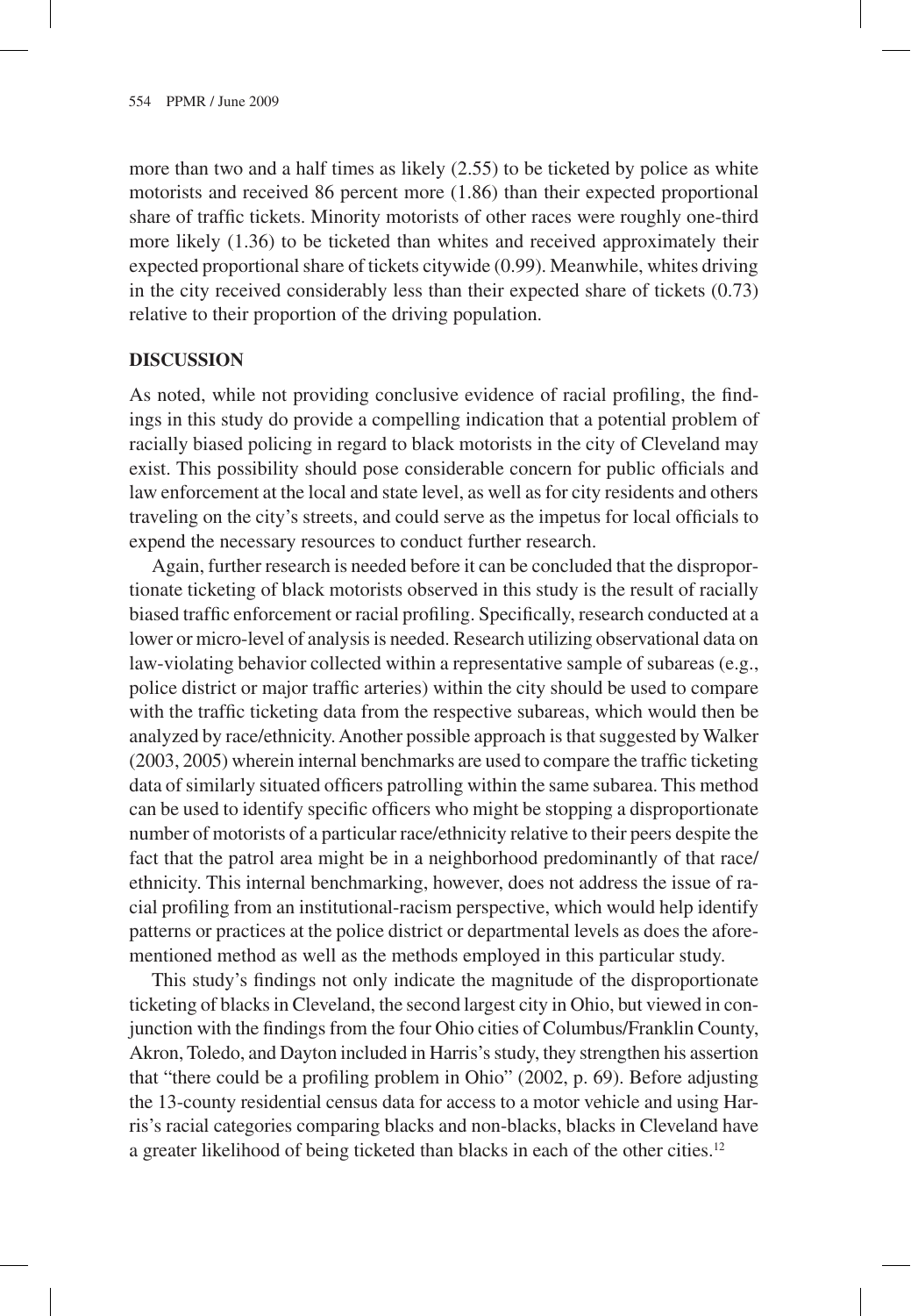more than two and a half times as likely (2.55) to be ticketed by police as white motorists and received 86 percent more (1.86) than their expected proportional share of traffic tickets. Minority motorists of other races were roughly one-third more likely (1.36) to be ticketed than whites and received approximately their expected proportional share of tickets citywide (0.99). Meanwhile, whites driving in the city received considerably less than their expected share of tickets (0.73) relative to their proportion of the driving population.

## DISCUSSION

As noted, while not providing conclusive evidence of racial profiling, the findings in this study do provide a compelling indication that a potential problem of racially biased policing in regard to black motorists in the city of Cleveland may exist. This possibility should pose considerable concern for public officials and law enforcement at the local and state level, as well as for city residents and others traveling on the city's streets, and could serve as the impetus for local officials to expend the necessary resources to conduct further research.

Again, further research is needed before it can be concluded that the disproportionate ticketing of black motorists observed in this study is the result of racially biased traffic enforcement or racial profiling. Specifically, research conducted at a lower or micro-level of analysis is needed. Research utilizing observational data on law-violating behavior collected within a representative sample of subareas (e.g., police district or major traffic arteries) within the city should be used to compare with the traffic ticketing data from the respective subareas, which would then be analyzed by race/ethnicity. Another possible approach is that suggested by Walker (2003, 2005) wherein internal benchmarks are used to compare the traffic ticketing data of similarly situated officers patrolling within the same subarea. This method can be used to identify specific officers who might be stopping a disproportionate number of motorists of a particular race/ethnicity relative to their peers despite the fact that the patrol area might be in a neighborhood predominantly of that race/ethnicity. This internal benchmarking, however, does not address the issue of racial profiling from an institutional-racism perspective, which would help identify patterns or practices at the police district or departmental levels as does the aforementioned method as well as the methods employed in this particular study.

This study's findings not only indicate the magnitude of the disproportionate ticketing of blacks in Cleveland, the second largest city in Ohio, but viewed in conjunction with the findings from the four Ohio cities of Columbus/Franklin County, Akron, Toledo, and Dayton included in Harris's study, they strengthen his assertion that "there could be a profiling problem in Ohio" (2002, p. 69). Before adjusting the 13-county residential census data for access to a motor vehicle and using Harris's racial categories comparing blacks and non-blacks, blacks in Cleveland have a greater likelihood of being ticketed than blacks in each of the other cities.[12]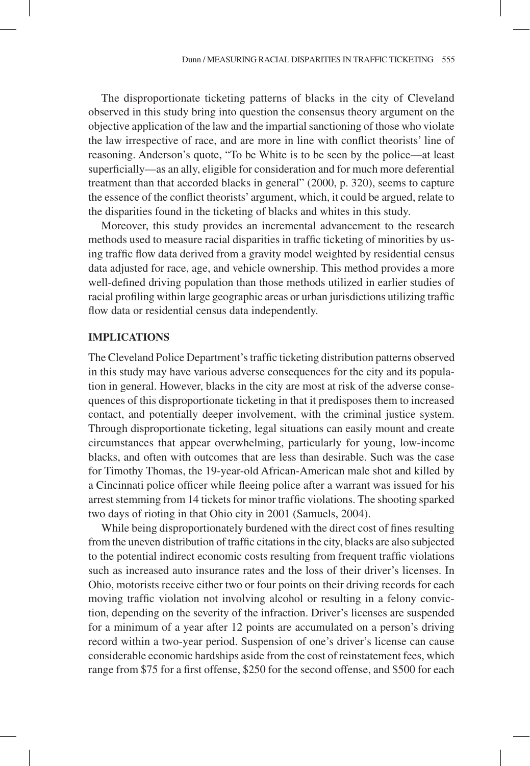The disproportionate ticketing patterns of blacks in the city of Cleveland observed in this study bring into question the consensus theory argument on the objective application of the law and the impartial sanctioning of those who violate the law irrespective of race, and are more in line with conflict theorists' line of reasoning. Anderson's quote, "To be White is to be seen by the police—at least superficially—as an ally, eligible for consideration and for much more deferential treatment than that accorded blacks in general" (2000, p. 320), seems to capture the essence of the conflict theorists' argument, which, it could be argued, relate to the disparities found in the ticketing of blacks and whites in this study.

Moreover, this study provides an incremental advancement to the research methods used to measure racial disparities in traffic ticketing of minorities by using traffic flow data derived from a gravity model weighted by residential census data adjusted for race, age, and vehicle ownership. This method provides a more well-defined driving population than those methods utilized in earlier studies of racial profiling within large geographic areas or urban jurisdictions utilizing traffic flow data or residential census data independently.

## IMPLICATIONS

The Cleveland Police Department's traffic ticketing distribution patterns observed in this study may have various adverse consequences for the city and its population in general. However, blacks in the city are most at risk of the adverse consequences of this disproportionate ticketing in that it predisposes them to increased contact, and potentially deeper involvement, with the criminal justice system. Through disproportionate ticketing, legal situations can easily mount and create circumstances that appear overwhelming, particularly for young, low-income blacks, and often with outcomes that are less than desirable. Such was the case for Timothy Thomas, the 19-year-old African-American male shot and killed by a Cincinnati police officer while fleeing police after a warrant was issued for his arrest stemming from 14 tickets for minor traffic violations. The shooting sparked two days of rioting in that Ohio city in 2001 (Samuels, 2004).

While being disproportionately burdened with the direct cost of fines resulting from the uneven distribution of traffic citations in the city, blacks are also subjected to the potential indirect economic costs resulting from frequent traffic violations such as increased auto insurance rates and the loss of their driver's licenses. In Ohio, motorists receive either two or four points on their driving records for each moving traffic violation not involving alcohol or resulting in a felony conviction, depending on the severity of the infraction. Driver's licenses are suspended for a minimum of a year after 12 points are accumulated on a person's driving record within a two-year period. Suspension of one's driver's license can cause considerable economic hardships aside from the cost of reinstatement fees, which range from $75 for a first offense, $250 for the second offense, and $500 for each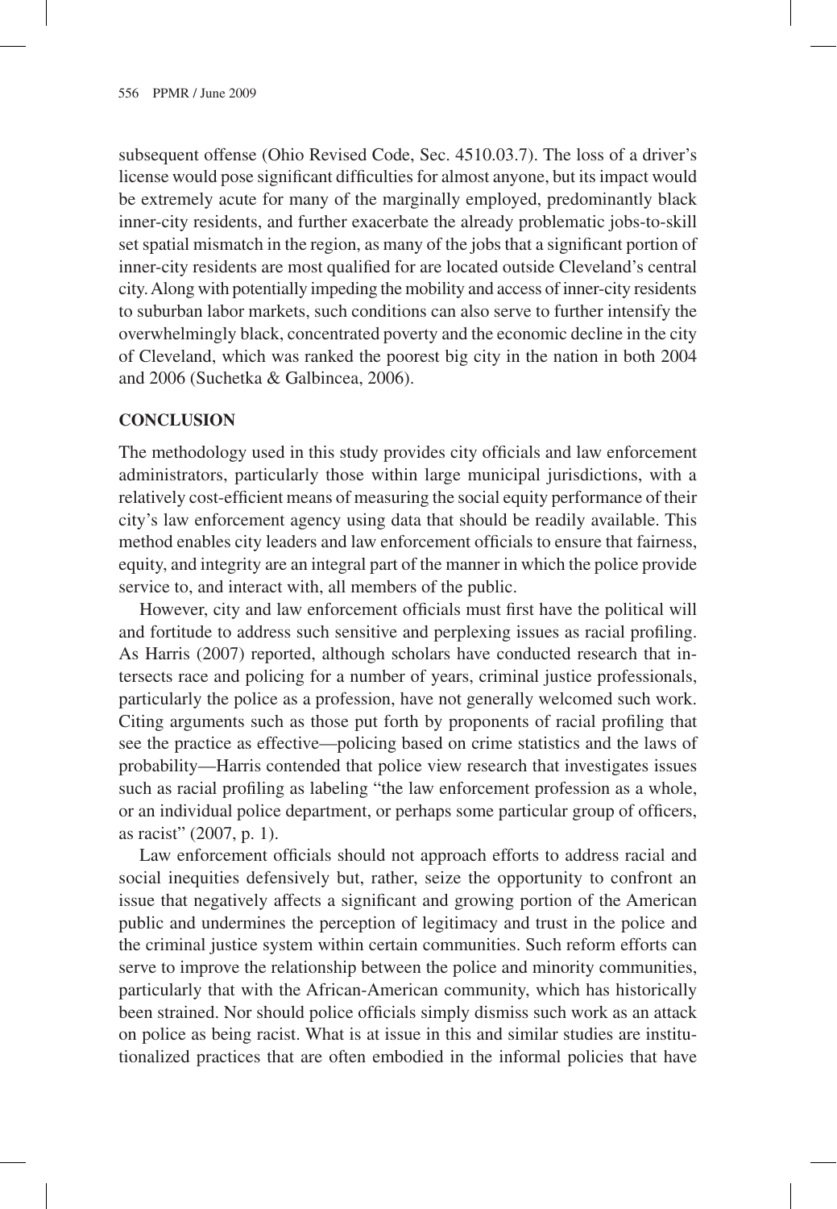subsequent offense (Ohio Revised Code, Sec. 4510.03.7). The loss of a driver's license would pose significant difficulties for almost anyone, but its impact would be extremely acute for many of the marginally employed, predominantly black inner-city residents, and further exacerbate the already problematic jobs-to-skill set spatial mismatch in the region, as many of the jobs that a significant portion of inner-city residents are most qualified for are located outside Cleveland's central city. Along with potentially impeding the mobility and access of inner-city residents to suburban labor markets, such conditions can also serve to further intensify the overwhelmingly black, concentrated poverty and the economic decline in the city of Cleveland, which was ranked the poorest big city in the nation in both 2004 and 2006 (Suchetka & Galbincea, 2006).

## CONCLUSION

The methodology used in this study provides city officials and law enforcement administrators, particularly those within large municipal jurisdictions, with a relatively cost-efficient means of measuring the social equity performance of their city's law enforcement agency using data that should be readily available. This method enables city leaders and law enforcement officials to ensure that fairness, equity, and integrity are an integral part of the manner in which the police provide service to, and interact with, all members of the public.

However, city and law enforcement officials must first have the political will and fortitude to address such sensitive and perplexing issues as racial profiling. As Harris (2007) reported, although scholars have conducted research that intersects race and policing for a number of years, criminal justice professionals, particularly the police as a profession, have not generally welcomed such work. Citing arguments such as those put forth by proponents of racial profiling that see the practice as effective—policing based on crime statistics and the laws of probability—Harris contended that police view research that investigates issues such as racial profiling as labeling "the law enforcement profession as a whole, or an individual police department, or perhaps some particular group of officers, as racist" (2007, p. 1).

Law enforcement officials should not approach efforts to address racial and social inequities defensively but, rather, seize the opportunity to confront an issue that negatively affects a significant and growing portion of the American public and undermines the perception of legitimacy and trust in the police and the criminal justice system within certain communities. Such reform efforts can serve to improve the relationship between the police and minority communities, particularly that with the African-American community, which has historically been strained. Nor should police officials simply dismiss such work as an attack on police as being racist. What is at issue in this and similar studies are institutionalized practices that are often embodied in the informal policies that have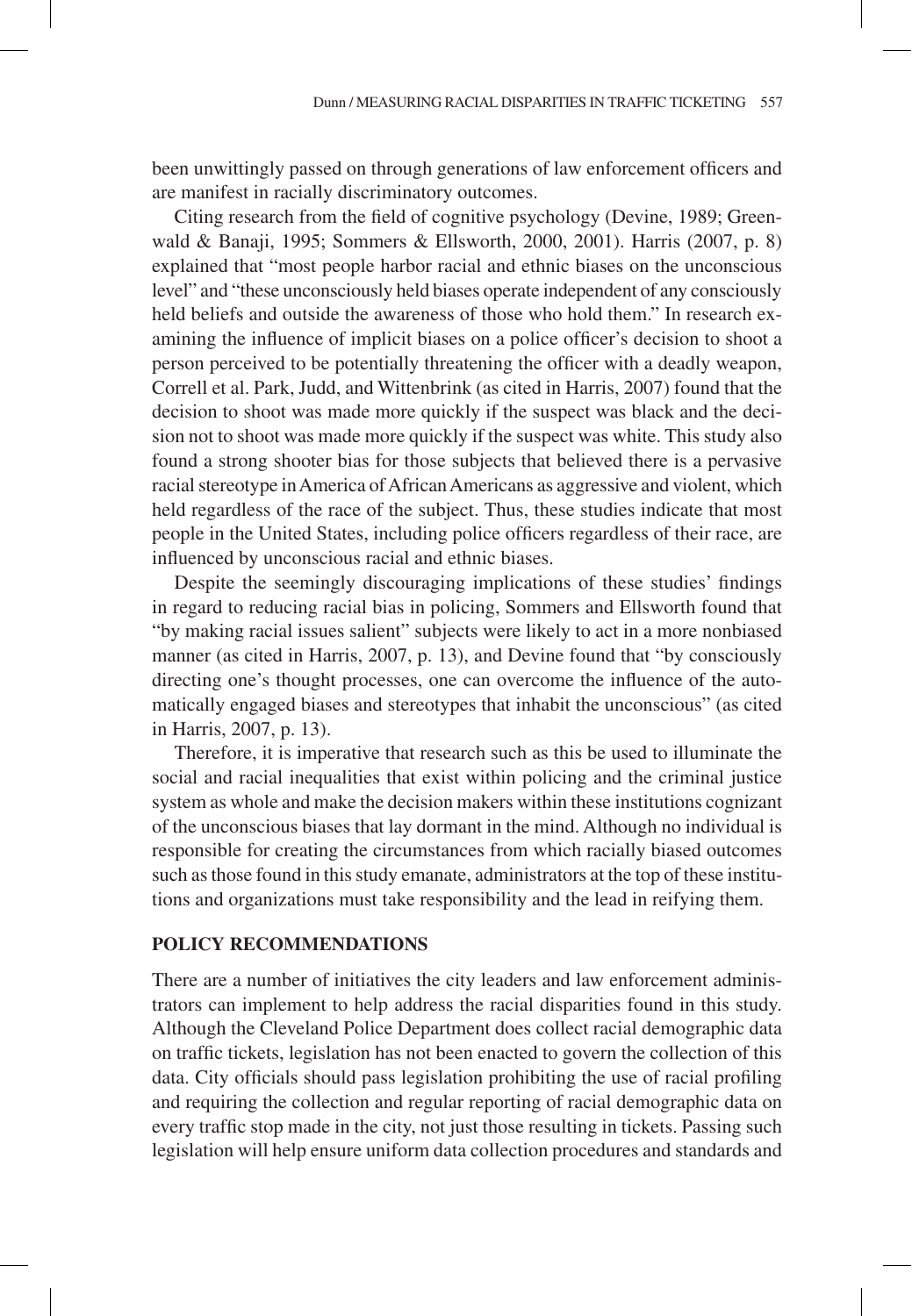been unwittingly passed on through generations of law enforcement officers and are manifest in racially discriminatory outcomes.

Citing research from the field of cognitive psychology (Devine, 1989; Greenwald & Banaji, 1995; Sommers & Ellsworth, 2000, 2001). Harris (2007, p. 8) explained that "most people harbor racial and ethnic biases on the unconscious level" and "these unconsciously held biases operate independent of any consciously held beliefs and outside the awareness of those who hold them." In research examining the influence of implicit biases on a police officer's decision to shoot a person perceived to be potentially threatening the officer with a deadly weapon, Correll et al. Park, Judd, and Wittenbrink (as cited in Harris, 2007) found that the decision to shoot was made more quickly if the suspect was black and the decision not to shoot was made more quickly if the suspect was white. This study also found a strong shooter bias for those subjects that believed there is a pervasive racial stereotype in America of African Americans as aggressive and violent, which held regardless of the race of the subject. Thus, these studies indicate that most people in the United States, including police officers regardless of their race, are influenced by unconscious racial and ethnic biases.

Despite the seemingly discouraging implications of these studies' findings in regard to reducing racial bias in policing, Sommers and Ellsworth found that "by making racial issues salient" subjects were likely to act in a more nonbiased manner (as cited in Harris, 2007, p. 13), and Devine found that "by consciously directing one's thought processes, one can overcome the influence of the automatically engaged biases and stereotypes that inhabit the unconscious" (as cited in Harris, 2007, p. 13).

Therefore, it is imperative that research such as this be used to illuminate the social and racial inequalities that exist within policing and the criminal justice system as whole and make the decision makers within these institutions cognizant of the unconscious biases that lay dormant in the mind. Although no individual is responsible for creating the circumstances from which racially biased outcomes such as those found in this study emanate, administrators at the top of these institutions and organizations must take responsibility and the lead in reifying them.

## POLICY RECOMMENDATIONS

There are a number of initiatives the city leaders and law enforcement administrators can implement to help address the racial disparities found in this study. Although the Cleveland Police Department does collect racial demographic data on traffic tickets, legislation has not been enacted to govern the collection of this data. City officials should pass legislation prohibiting the use of racial profiling and requiring the collection and regular reporting of racial demographic data on every traffic stop made in the city, not just those resulting in tickets. Passing such legislation will help ensure uniform data collection procedures and standards and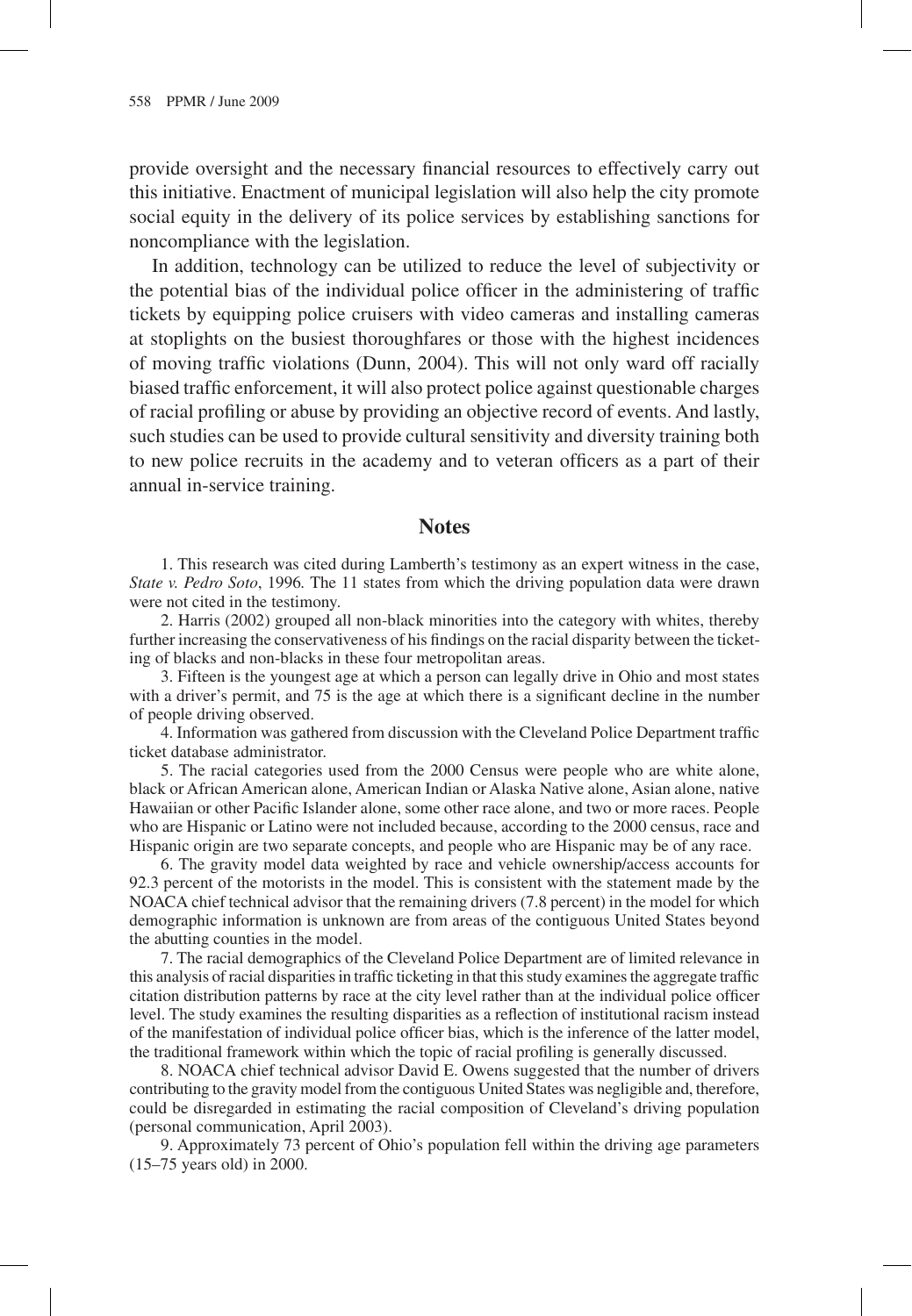provide oversight and the necessary financial resources to effectively carry out this initiative. Enactment of municipal legislation will also help the city promote social equity in the delivery of its police services by establishing sanctions for noncompliance with the legislation.

In addition, technology can be utilized to reduce the level of subjectivity or the potential bias of the individual police officer in the administering of traffic tickets by equipping police cruisers with video cameras and installing cameras at stoplights on the busiest thoroughfares or those with the highest incidences of moving traffic violations (Dunn, 2004). This will not only ward off racially biased traffic enforcement, it will also protect police against questionable charges of racial profiling or abuse by providing an objective record of events. And lastly, such studies can be used to provide cultural sensitivity and diversity training both to new police recruits in the academy and to veteran officers as a part of their annual in-service training.

## Notes

1. This research was cited during Lamberth's testimony as an expert witness in the case, *State v. Pedro Soto*, 1996. The 11 states from which the driving population data were drawn were not cited in the testimony.

2. Harris (2002) grouped all non-black minorities into the category with whites, thereby further increasing the conservativeness of his findings on the racial disparity between the ticketing of blacks and non-blacks in these four metropolitan areas.

3. Fifteen is the youngest age at which a person can legally drive in Ohio and most states with a driver's permit, and 75 is the age at which there is a significant decline in the number of people driving observed.

4. Information was gathered from discussion with the Cleveland Police Department traffic ticket database administrator.

5. The racial categories used from the 2000 Census were people who are white alone, black or African American alone, American Indian or Alaska Native alone, Asian alone, native Hawaiian or other Pacific Islander alone, some other race alone, and two or more races. People who are Hispanic or Latino were not included because, according to the 2000 census, race and Hispanic origin are two separate concepts, and people who are Hispanic may be of any race.

6. The gravity model data weighted by race and vehicle ownership/access accounts for 92.3 percent of the motorists in the model. This is consistent with the statement made by the NOACA chief technical advisor that the remaining drivers (7.8 percent) in the model for which demographic information is unknown are from areas of the contiguous United States beyond the abutting counties in the model.

7. The racial demographics of the Cleveland Police Department are of limited relevance in this analysis of racial disparities in traffic ticketing in that this study examines the aggregate traffic citation distribution patterns by race at the city level rather than at the individual police officer level. The study examines the resulting disparities as a reflection of institutional racism instead of the manifestation of individual police officer bias, which is the inference of the latter model, the traditional framework within which the topic of racial profiling is generally discussed.

8. NOACA chief technical advisor David E. Owens suggested that the number of drivers contributing to the gravity model from the contiguous United States was negligible and, therefore, could be disregarded in estimating the racial composition of Cleveland's driving population (personal communication, April 2003).

9. Approximately 73 percent of Ohio's population fell within the driving age parameters (15–75 years old) in 2000.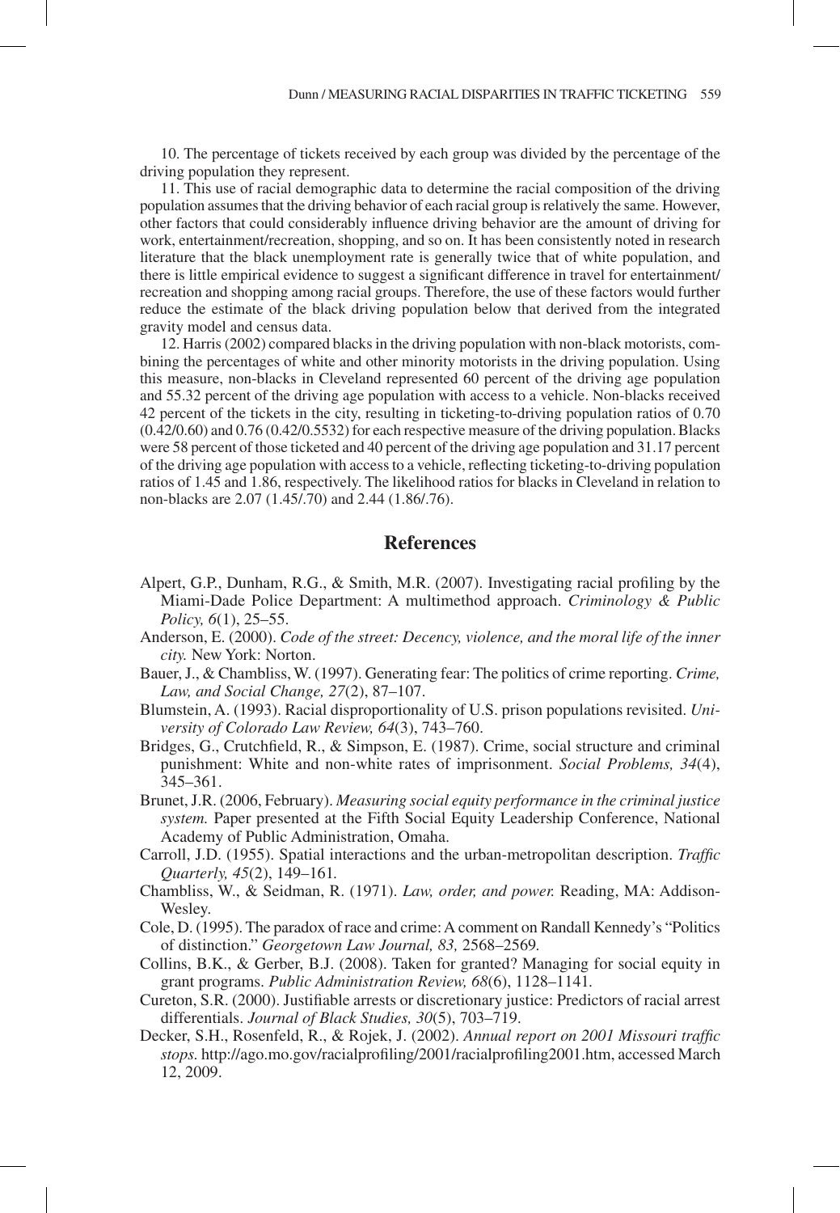10. The percentage of tickets received by each group was divided by the percentage of the driving population they represent.

11. This use of racial demographic data to determine the racial composition of the driving population assumes that the driving behavior of each racial group is relatively the same. However, other factors that could considerably influence driving behavior are the amount of driving for work, entertainment/recreation, shopping, and so on. It has been consistently noted in research literature that the black unemployment rate is generally twice that of white population, and there is little empirical evidence to suggest a significant difference in travel for entertainment/recreation and shopping among racial groups. Therefore, the use of these factors would further reduce the estimate of the black driving population below that derived from the integrated gravity model and census data.

12. Harris (2002) compared blacks in the driving population with non-black motorists, combining the percentages of white and other minority motorists in the driving population. Using this measure, non-blacks in Cleveland represented 60 percent of the driving age population and 55.32 percent of the driving age population with access to a vehicle. Non-blacks received 42 percent of the tickets in the city, resulting in ticketing-to-driving population ratios of 0.70 (0.42/0.60) and 0.76 (0.42/0.5532) for each respective measure of the driving population. Blacks were 58 percent of those ticketed and 40 percent of the driving age population and 31.17 percent of the driving age population with access to a vehicle, reflecting ticketing-to-driving population ratios of 1.45 and 1.86, respectively. The likelihood ratios for blacks in Cleveland in relation to non-blacks are 2.07 (1.45/.70) and 2.44 (1.86/.76).

## References

Alpert, G.P., Dunham, R.G., & Smith, M.R. (2007). Investigating racial profiling by the Miami-Dade Police Department: A multimethod approach. *Criminology & Public Policy, 6*(1), 25–55.

Anderson, E. (2000). *Code of the street: Decency, violence, and the moral life of the inner city.* New York: Norton.

Bauer, J., & Chambliss, W. (1997). Generating fear: The politics of crime reporting. *Crime, Law, and Social Change, 27*(2), 87–107.

Blumstein, A. (1993). Racial disproportionality of U.S. prison populations revisited. *University of Colorado Law Review, 64*(3), 743–760.

Bridges, G., Crutchfield, R., & Simpson, E. (1987). Crime, social structure and criminal punishment: White and non-white rates of imprisonment. *Social Problems, 34*(4), 345–361.

Brunet, J.R. (2006, February). *Measuring social equity performance in the criminal justice system.* Paper presented at the Fifth Social Equity Leadership Conference, National Academy of Public Administration, Omaha.

Carroll, J.D. (1955). Spatial interactions and the urban-metropolitan description. *Traffic Quarterly, 45*(2), 149–161.

Chambliss, W., & Seidman, R. (1971). *Law, order, and power.* Reading, MA: Addison-Wesley.

Cole, D. (1995). The paradox of race and crime: A comment on Randall Kennedy's "Politics of distinction." *Georgetown Law Journal, 83,* 2568–2569.

Collins, B.K., & Gerber, B.J. (2008). Taken for granted? Managing for social equity in grant programs. *Public Administration Review, 68*(6), 1128–1141.

Cureton, S.R. (2000). Justifiable arrests or discretionary justice: Predictors of racial arrest differentials. *Journal of Black Studies, 30*(5), 703–719.

Decker, S.H., Rosenfeld, R., & Rojek, J. (2002). *Annual report on 2001 Missouri traffic stops.* http://ago.mo.gov/racialprofiling/2001/racialprofiling2001.htm, accessed March 12, 2009.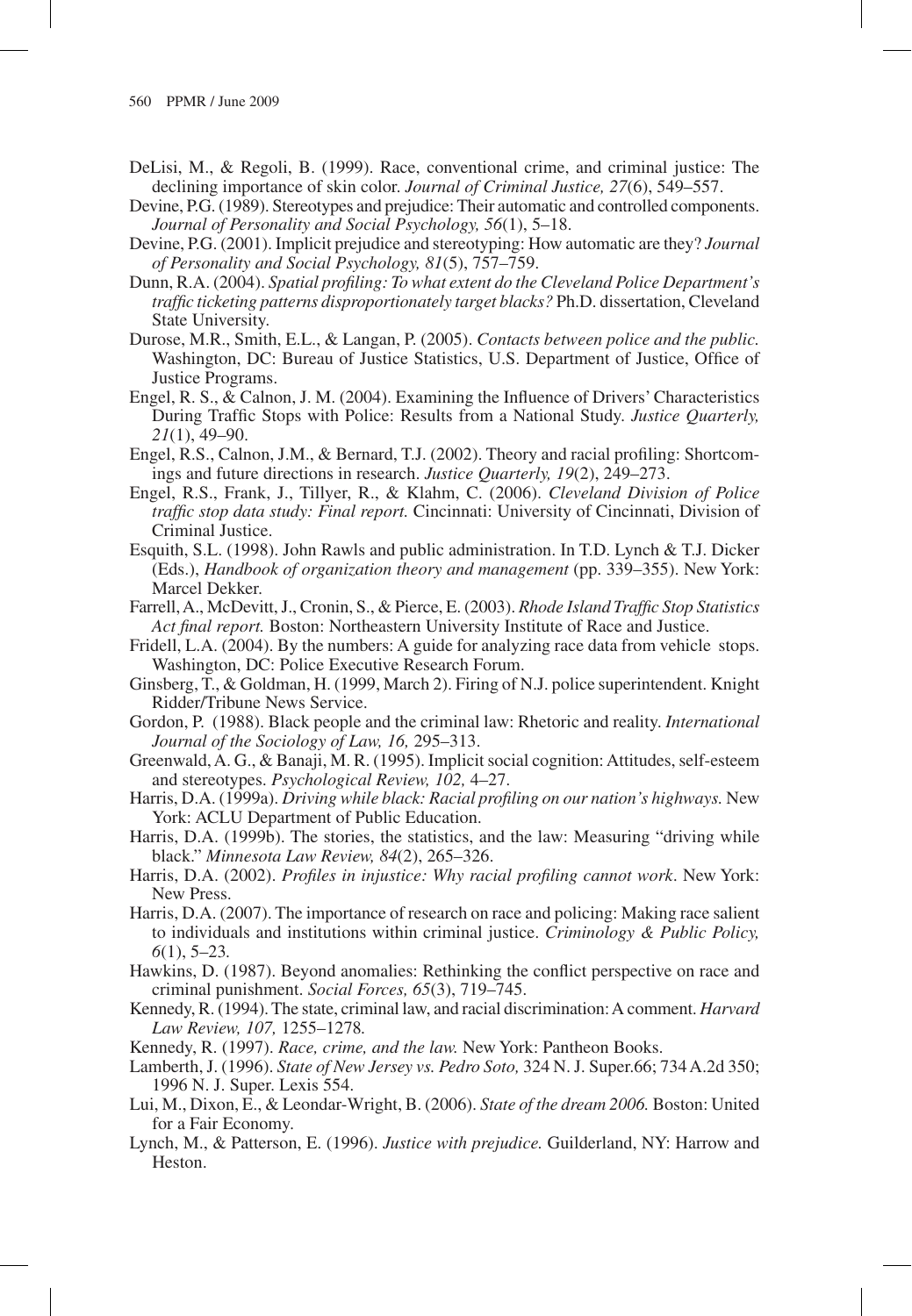DeLisi, M., & Regoli, B. (1999). Race, conventional crime, and criminal justice: The declining importance of skin color. *Journal of Criminal Justice, 27*(6), 549–557.

Devine, P.G. (1989). Stereotypes and prejudice: Their automatic and controlled components. *Journal of Personality and Social Psychology, 56*(1), 5–18.

Devine, P.G. (2001). Implicit prejudice and stereotyping: How automatic are they? *Journal of Personality and Social Psychology, 81*(5), 757–759.

Dunn, R.A. (2004). *Spatial profiling: To what extent do the Cleveland Police Department's traffic ticketing patterns disproportionately target blacks?* Ph.D. dissertation, Cleveland State University.

Durose, M.R., Smith, E.L., & Langan, P. (2005). *Contacts between police and the public.* Washington, DC: Bureau of Justice Statistics, U.S. Department of Justice, Office of Justice Programs.

Engel, R. S., & Calnon, J. M. (2004). Examining the Influence of Drivers' Characteristics During Traffic Stops with Police: Results from a National Study. *Justice Quarterly, 21*(1), 49–90.

Engel, R.S., Calnon, J.M., & Bernard, T.J. (2002). Theory and racial profiling: Shortcomings and future directions in research. *Justice Quarterly, 19*(2), 249–273.

Engel, R.S., Frank, J., Tillyer, R., & Klahm, C. (2006). *Cleveland Division of Police traffic stop data study: Final report.* Cincinnati: University of Cincinnati, Division of Criminal Justice.

Esquith, S.L. (1998). John Rawls and public administration. In T.D. Lynch & T.J. Dicker (Eds.), *Handbook of organization theory and management* (pp. 339–355). New York: Marcel Dekker.

Farrell, A., McDevitt, J., Cronin, S., & Pierce, E. (2003). *Rhode Island Traffic Stop Statistics Act final report.* Boston: Northeastern University Institute of Race and Justice.

Fridell, L.A. (2004). By the numbers: A guide for analyzing race data from vehicle stops. Washington, DC: Police Executive Research Forum.

Ginsberg, T., & Goldman, H. (1999, March 2). Firing of N.J. police superintendent. Knight Ridder/Tribune News Service.

Gordon, P. (1988). Black people and the criminal law: Rhetoric and reality. *International Journal of the Sociology of Law, 16,* 295–313.

Greenwald, A. G., & Banaji, M. R. (1995). Implicit social cognition: Attitudes, self-esteem and stereotypes. *Psychological Review, 102,* 4–27.

Harris, D.A. (1999a). *Driving while black: Racial profiling on our nation's highways.* New York: ACLU Department of Public Education.

Harris, D.A. (1999b). The stories, the statistics, and the law: Measuring "driving while black." *Minnesota Law Review, 84*(2), 265–326.

Harris, D.A. (2002). *Profiles in injustice: Why racial profiling cannot work*. New York: New Press.

Harris, D.A. (2007). The importance of research on race and policing: Making race salient to individuals and institutions within criminal justice. *Criminology & Public Policy, 6*(1), 5–23.

Hawkins, D. (1987). Beyond anomalies: Rethinking the conflict perspective on race and criminal punishment. *Social Forces, 65*(3), 719–745.

Kennedy, R. (1994). The state, criminal law, and racial discrimination: A comment. *Harvard Law Review, 107,* 1255–1278.

Kennedy, R. (1997). *Race, crime, and the law.* New York: Pantheon Books.

Lamberth, J. (1996). *State of New Jersey vs. Pedro Soto,* 324 N. J. Super.66; 734 A.2d 350; 1996 N. J. Super. Lexis 554.

Lui, M., Dixon, E., & Leondar-Wright, B. (2006). *State of the dream 2006.* Boston: United for a Fair Economy.

Lynch, M., & Patterson, E. (1996). *Justice with prejudice.* Guilderland, NY: Harrow and Heston.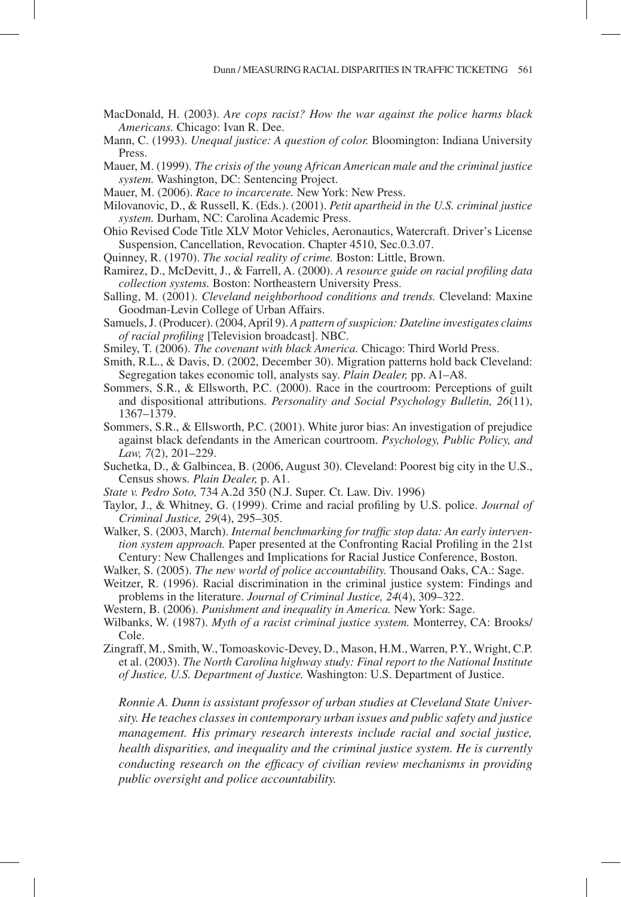MacDonald, H. (2003). *Are cops racist? How the war against the police harms black Americans.* Chicago: Ivan R. Dee.

Mann, C. (1993). *Unequal justice: A question of color.* Bloomington: Indiana University Press.

Mauer, M. (1999). *The crisis of the young African American male and the criminal justice system.* Washington, DC: Sentencing Project.

Mauer, M. (2006). *Race to incarcerate.* New York: New Press.

Milovanovic, D., & Russell, K. (Eds.). (2001). *Petit apartheid in the U.S. criminal justice system.* Durham, NC: Carolina Academic Press.

Ohio Revised Code Title XLV Motor Vehicles, Aeronautics, Watercraft. Driver's License Suspension, Cancellation, Revocation. Chapter 4510, Sec.0.3.07.

Quinney, R. (1970). *The social reality of crime.* Boston: Little, Brown.

Ramirez, D., McDevitt, J., & Farrell, A. (2000). *A resource guide on racial profiling data collection systems.* Boston: Northeastern University Press.

Salling, M. (2001). *Cleveland neighborhood conditions and trends.* Cleveland: Maxine Goodman-Levin College of Urban Affairs.

Samuels, J. (Producer). (2004, April 9). *A pattern of suspicion: Dateline investigates claims of racial profiling* [Television broadcast]. NBC.

Smiley, T. (2006). *The covenant with black America.* Chicago: Third World Press.

Smith, R.L., & Davis, D. (2002, December 30). Migration patterns hold back Cleveland: Segregation takes economic toll, analysts say. *Plain Dealer,* pp. A1–A8.

Sommers, S.R., & Ellsworth, P.C. (2000). Race in the courtroom: Perceptions of guilt and dispositional attributions. *Personality and Social Psychology Bulletin, 26*(11), 1367–1379.

Sommers, S.R., & Ellsworth, P.C. (2001). White juror bias: An investigation of prejudice against black defendants in the American courtroom. *Psychology, Public Policy, and Law, 7*(2), 201–229.

Suchetka, D., & Galbincea, B. (2006, August 30). Cleveland: Poorest big city in the U.S., Census shows. *Plain Dealer,* p. A1.

*State v. Pedro Soto,* 734 A.2d 350 (N.J. Super. Ct. Law. Div. 1996)

Taylor, J., & Whitney, G. (1999). Crime and racial profiling by U.S. police. *Journal of Criminal Justice, 29*(4), 295–305.

Walker, S. (2003, March). *Internal benchmarking for traffic stop data: An early intervention system approach.* Paper presented at the Confronting Racial Profiling in the 21st Century: New Challenges and Implications for Racial Justice Conference, Boston.

Walker, S. (2005). *The new world of police accountability.* Thousand Oaks, CA.: Sage.

Weitzer, R. (1996). Racial discrimination in the criminal justice system: Findings and problems in the literature. *Journal of Criminal Justice, 24*(4), 309–322.

Western, B. (2006). *Punishment and inequality in America.* New York: Sage.

Wilbanks, W. (1987). *Myth of a racist criminal justice system.* Monterrey, CA: Brooks/Cole.

Zingraff, M., Smith, W., Tomoaskovic-Devey, D., Mason, H.M., Warren, P.Y., Wright, C.P. et al. (2003). *The North Carolina highway study: Final report to the National Institute of Justice, U.S. Department of Justice.* Washington: U.S. Department of Justice.

*Ronnie A. Dunn is assistant professor of urban studies at Cleveland State University. He teaches classes in contemporary urban issues and public safety and justice management. His primary research interests include racial and social justice, health disparities, and inequality and the criminal justice system. He is currently conducting research on the efficacy of civilian review mechanisms in providing public oversight and police accountability.*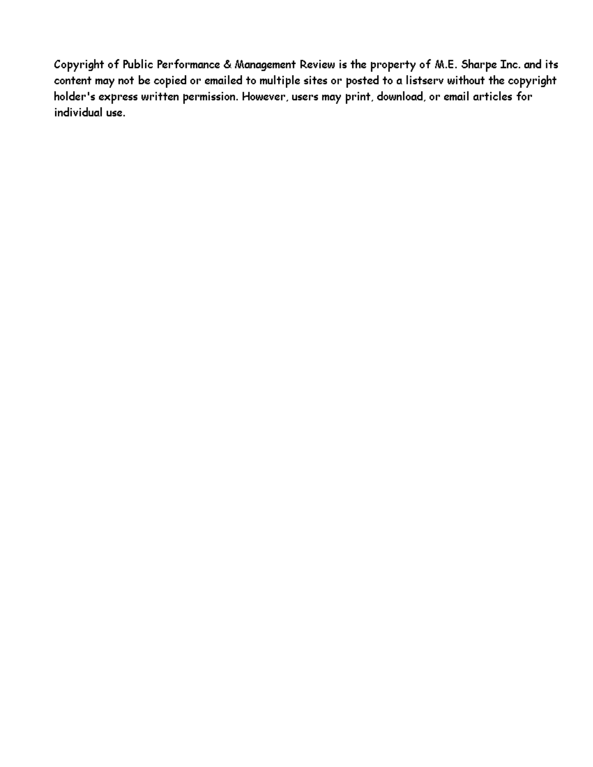Copyright of Public Performance & Management Review is the property of M.E. Sharpe Inc. and its content may not be copied or emailed to multiple sites or posted to a listserv without the copyright holder's express written permission. However, users may print, download, or email articles for individual use.